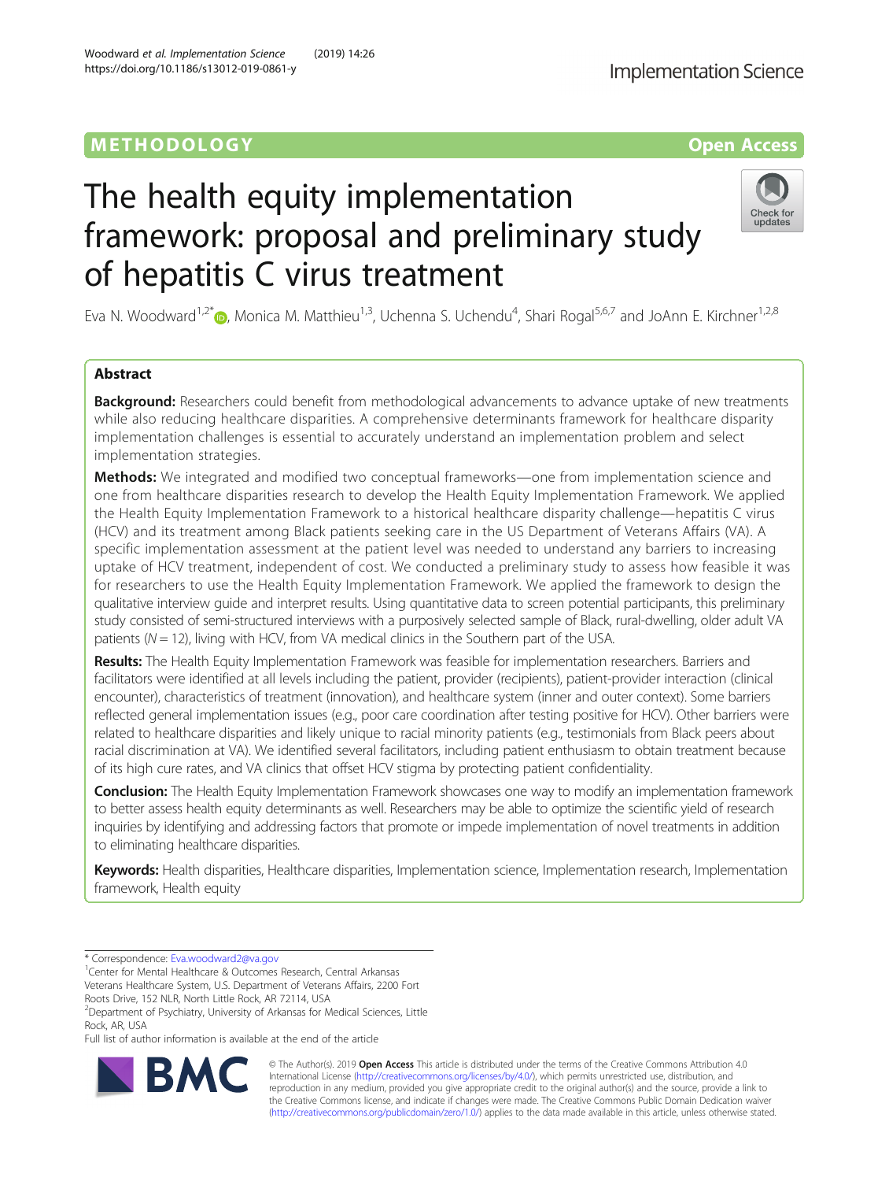METHODOLOGY

Open Access

# The health equity implementation framework: proposal and preliminary study of hepatitis C virus treatment

Eva N. Woodward[1,2*], Monica M. Matthieu[1,3], Uchenna S. Uchendu[4], Shari Rogal[5,6,7] and JoAnn E. Kirchner[1,2,8]

## Abstract

**Background:** Researchers could benefit from methodological advancements to advance uptake of new treatments while also reducing healthcare disparities. A comprehensive determinants framework for healthcare disparity implementation challenges is essential to accurately understand an implementation problem and select implementation strategies.

**Methods:** We integrated and modified two conceptual frameworks—one from implementation science and one from healthcare disparities research to develop the Health Equity Implementation Framework. We applied the Health Equity Implementation Framework to a historical healthcare disparity challenge—hepatitis C virus (HCV) and its treatment among Black patients seeking care in the US Department of Veterans Affairs (VA). A specific implementation assessment at the patient level was needed to understand any barriers to increasing uptake of HCV treatment, independent of cost. We conducted a preliminary study to assess how feasible it was for researchers to use the Health Equity Implementation Framework. We applied the framework to design the qualitative interview guide and interpret results. Using quantitative data to screen potential participants, this preliminary study consisted of semi-structured interviews with a purposively selected sample of Black, rural-dwelling, older adult VA patients ($N = 12$), living with HCV, from VA medical clinics in the Southern part of the USA.

**Results:** The Health Equity Implementation Framework was feasible for implementation researchers. Barriers and facilitators were identified at all levels including the patient, provider (recipients), patient-provider interaction (clinical encounter), characteristics of treatment (innovation), and healthcare system (inner and outer context). Some barriers reflected general implementation issues (e.g., poor care coordination after testing positive for HCV). Other barriers were related to healthcare disparities and likely unique to racial minority patients (e.g., testimonials from Black peers about racial discrimination at VA). We identified several facilitators, including patient enthusiasm to obtain treatment because of its high cure rates, and VA clinics that offset HCV stigma by protecting patient confidentiality.

**Conclusion:** The Health Equity Implementation Framework showcases one way to modify an implementation framework to better assess health equity determinants as well. Researchers may be able to optimize the scientific yield of research inquiries by identifying and addressing factors that promote or impede implementation of novel treatments in addition to eliminating healthcare disparities.

**Keywords:** Health disparities, Healthcare disparities, Implementation science, Implementation research, Implementation framework, Health equity

\* Correspondence: Eva.woodward2@va.gov
[1]Center for Mental Healthcare & Outcomes Research, Central Arkansas Veterans Healthcare System, U.S. Department of Veterans Affairs, 2200 Fort Roots Drive, 152 NLR, North Little Rock, AR 72114, USA
[2]Department of Psychiatry, University of Arkansas for Medical Sciences, Little Rock, AR, USA
Full list of author information is available at the end of the article

© The Author(s). 2019 **Open Access** This article is distributed under the terms of the Creative Commons Attribution 4.0 International License (http://creativecommons.org/licenses/by/4.0/), which permits unrestricted use, distribution, and reproduction in any medium, provided you give appropriate credit to the original author(s) and the source, provide a link to the Creative Commons license, and indicate if changes were made. The Creative Commons Public Domain Dedication waiver (http://creativecommons.org/publicdomain/zero/1.0/) applies to the data made available in this article, unless otherwise stated.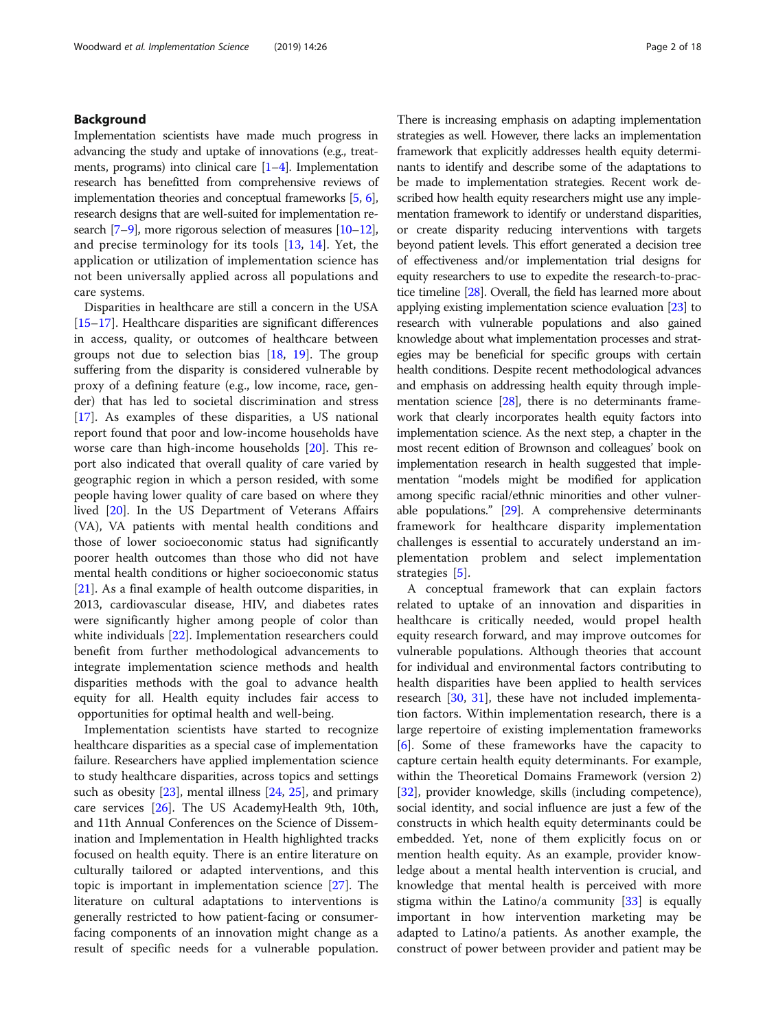## Background

Implementation scientists have made much progress in advancing the study and uptake of innovations (e.g., treatments, programs) into clinical care [1–4]. Implementation research has benefitted from comprehensive reviews of implementation theories and conceptual frameworks [5, 6], research designs that are well-suited for implementation research [7–9], more rigorous selection of measures [10–12], and precise terminology for its tools [13, 14]. Yet, the application or utilization of implementation science has not been universally applied across all populations and care systems.

Disparities in healthcare are still a concern in the USA [15–17]. Healthcare disparities are significant differences in access, quality, or outcomes of healthcare between groups not due to selection bias [18, 19]. The group suffering from the disparity is considered vulnerable by proxy of a defining feature (e.g., low income, race, gender) that has led to societal discrimination and stress [17]. As examples of these disparities, a US national report found that poor and low-income households have worse care than high-income households [20]. This report also indicated that overall quality of care varied by geographic region in which a person resided, with some people having lower quality of care based on where they lived [20]. In the US Department of Veterans Affairs (VA), VA patients with mental health conditions and those of lower socioeconomic status had significantly poorer health outcomes than those who did not have mental health conditions or higher socioeconomic status [21]. As a final example of health outcome disparities, in 2013, cardiovascular disease, HIV, and diabetes rates were significantly higher among people of color than white individuals [22]. Implementation researchers could benefit from further methodological advancements to integrate implementation science methods and health disparities methods with the goal to advance health equity for all. Health equity includes fair access to opportunities for optimal health and well-being.

Implementation scientists have started to recognize healthcare disparities as a special case of implementation failure. Researchers have applied implementation science to study healthcare disparities, across topics and settings such as obesity [23], mental illness [24, 25], and primary care services [26]. The US AcademyHealth 9th, 10th, and 11th Annual Conferences on the Science of Dissemination and Implementation in Health highlighted tracks focused on health equity. There is an entire literature on culturally tailored or adapted interventions, and this topic is important in implementation science [27]. The literature on cultural adaptations to interventions is generally restricted to how patient-facing or consumer-facing components of an innovation might change as a result of specific needs for a vulnerable population. There is increasing emphasis on adapting implementation strategies as well. However, there lacks an implementation framework that explicitly addresses health equity determinants to identify and describe some of the adaptations to be made to implementation strategies. Recent work described how health equity researchers might use any implementation framework to identify or understand disparities, or create disparity reducing interventions with targets beyond patient levels. This effort generated a decision tree of effectiveness and/or implementation trial designs for equity researchers to use to expedite the research-to-practice timeline [28]. Overall, the field has learned more about applying existing implementation science evaluation [23] to research with vulnerable populations and also gained knowledge about what implementation processes and strategies may be beneficial for specific groups with certain health conditions. Despite recent methodological advances and emphasis on addressing health equity through implementation science [28], there is no determinants framework that clearly incorporates health equity factors into implementation science. As the next step, a chapter in the most recent edition of Brownson and colleagues' book on implementation research in health suggested that implementation "models might be modified for application among specific racial/ethnic minorities and other vulnerable populations." [29]. A comprehensive determinants framework for healthcare disparity implementation challenges is essential to accurately understand an implementation problem and select implementation strategies [5].

A conceptual framework that can explain factors related to uptake of an innovation and disparities in healthcare is critically needed, would propel health equity research forward, and may improve outcomes for vulnerable populations. Although theories that account for individual and environmental factors contributing to health disparities have been applied to health services research [30, 31], these have not included implementation factors. Within implementation research, there is a large repertoire of existing implementation frameworks [6]. Some of these frameworks have the capacity to capture certain health equity determinants. For example, within the Theoretical Domains Framework (version 2) [32], provider knowledge, skills (including competence), social identity, and social influence are just a few of the constructs in which health equity determinants could be embedded. Yet, none of them explicitly focus on or mention health equity. As an example, provider knowledge about a mental health intervention is crucial, and knowledge that mental health is perceived with more stigma within the Latino/a community [33] is equally important in how intervention marketing may be adapted to Latino/a patients. As another example, the construct of power between provider and patient may be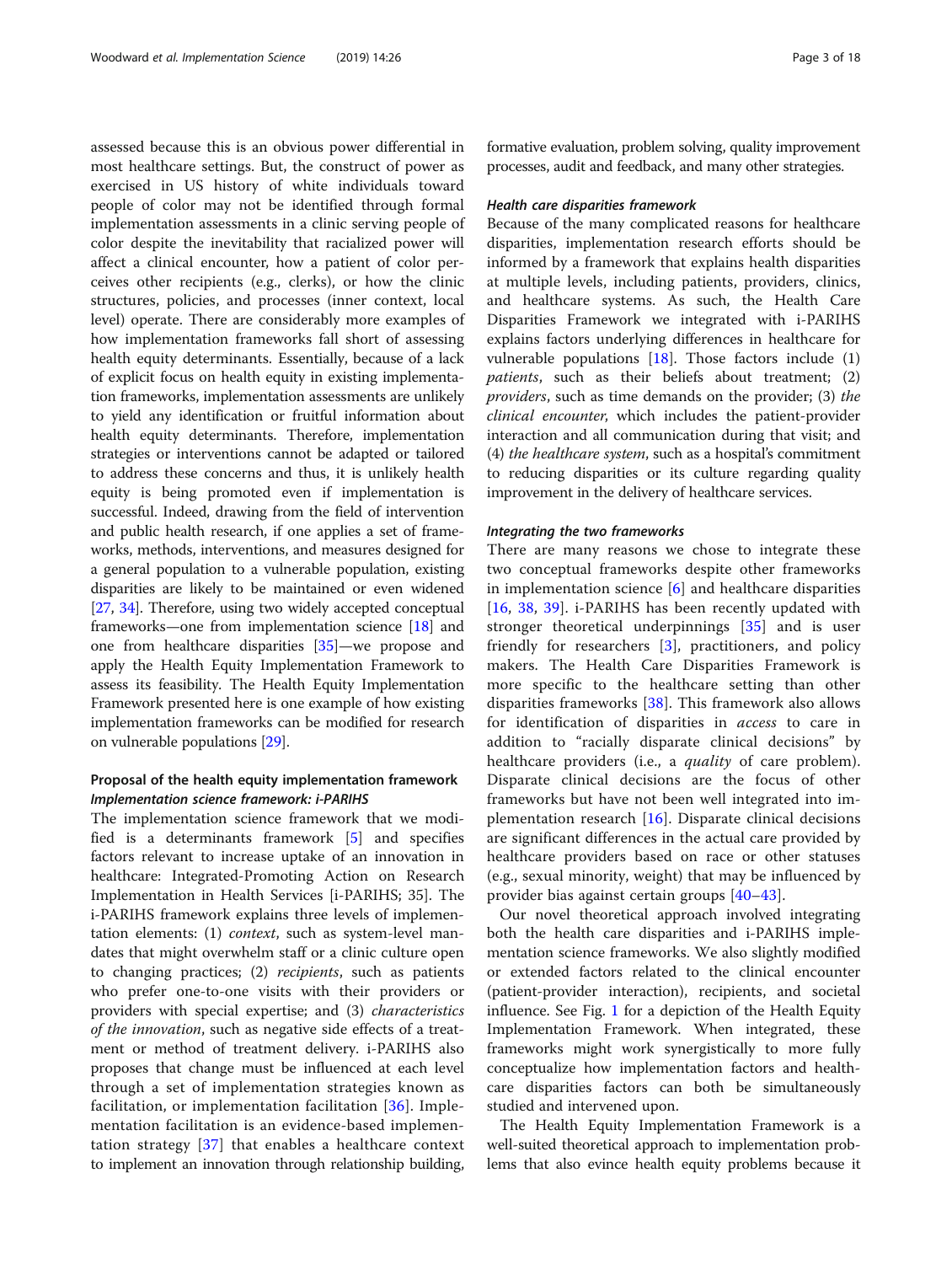assessed because this is an obvious power differential in most healthcare settings. But, the construct of power as exercised in US history of white individuals toward people of color may not be identified through formal implementation assessments in a clinic serving people of color despite the inevitability that racialized power will affect a clinical encounter, how a patient of color perceives other recipients (e.g., clerks), or how the clinic structures, policies, and processes (inner context, local level) operate. There are considerably more examples of how implementation frameworks fall short of assessing health equity determinants. Essentially, because of a lack of explicit focus on health equity in existing implementation frameworks, implementation assessments are unlikely to yield any identification or fruitful information about health equity determinants. Therefore, implementation strategies or interventions cannot be adapted or tailored to address these concerns and thus, it is unlikely health equity is being promoted even if implementation is successful. Indeed, drawing from the field of intervention and public health research, if one applies a set of frameworks, methods, interventions, and measures designed for a general population to a vulnerable population, existing disparities are likely to be maintained or even widened [27, 34]. Therefore, using two widely accepted conceptual frameworks—one from implementation science [18] and one from healthcare disparities [35]—we propose and apply the Health Equity Implementation Framework to assess its feasibility. The Health Equity Implementation Framework presented here is one example of how existing implementation frameworks can be modified for research on vulnerable populations [29].

## Proposal of the health equity implementation framework

### Implementation science framework: i-PARIHS

The implementation science framework that we modified is a determinants framework [5] and specifies factors relevant to increase uptake of an innovation in healthcare: Integrated-Promoting Action on Research Implementation in Health Services [i-PARIHS; 35]. The i-PARIHS framework explains three levels of implementation elements: (1) *context*, such as system-level mandates that might overwhelm staff or a clinic culture open to changing practices; (2) *recipients*, such as patients who prefer one-to-one visits with their providers or providers with special expertise; and (3) *characteristics of the innovation*, such as negative side effects of a treatment or method of treatment delivery. i-PARIHS also proposes that change must be influenced at each level through a set of implementation strategies known as facilitation, or implementation facilitation [36]. Implementation facilitation is an evidence-based implementation strategy [37] that enables a healthcare context to implement an innovation through relationship building, formative evaluation, problem solving, quality improvement processes, audit and feedback, and many other strategies.

### Health care disparities framework

Because of the many complicated reasons for healthcare disparities, implementation research efforts should be informed by a framework that explains health disparities at multiple levels, including patients, providers, clinics, and healthcare systems. As such, the Health Care Disparities Framework we integrated with i-PARIHS explains factors underlying differences in healthcare for vulnerable populations [18]. Those factors include (1) *patients*, such as their beliefs about treatment; (2) *providers*, such as time demands on the provider; (3) *the clinical encounter*, which includes the patient-provider interaction and all communication during that visit; and (4) *the healthcare system*, such as a hospital's commitment to reducing disparities or its culture regarding quality improvement in the delivery of healthcare services.

### Integrating the two frameworks

There are many reasons we chose to integrate these two conceptual frameworks despite other frameworks in implementation science [6] and healthcare disparities [16, 38, 39]. i-PARIHS has been recently updated with stronger theoretical underpinnings [35] and is user friendly for researchers [3], practitioners, and policy makers. The Health Care Disparities Framework is more specific to the healthcare setting than other disparities frameworks [38]. This framework also allows for identification of disparities in *access* to care in addition to "racially disparate clinical decisions" by healthcare providers (i.e., a *quality* of care problem). Disparate clinical decisions are the focus of other frameworks but have not been well integrated into implementation research [16]. Disparate clinical decisions are significant differences in the actual care provided by healthcare providers based on race or other statuses (e.g., sexual minority, weight) that may be influenced by provider bias against certain groups [40–43].

Our novel theoretical approach involved integrating both the health care disparities and i-PARIHS implementation science frameworks. We also slightly modified or extended factors related to the clinical encounter (patient-provider interaction), recipients, and societal influence. See Fig. 1 for a depiction of the Health Equity Implementation Framework. When integrated, these frameworks might work synergistically to more fully conceptualize how implementation factors and healthcare disparities factors can both be simultaneously studied and intervened upon.

The Health Equity Implementation Framework is a well-suited theoretical approach to implementation problems that also evince health equity problems because it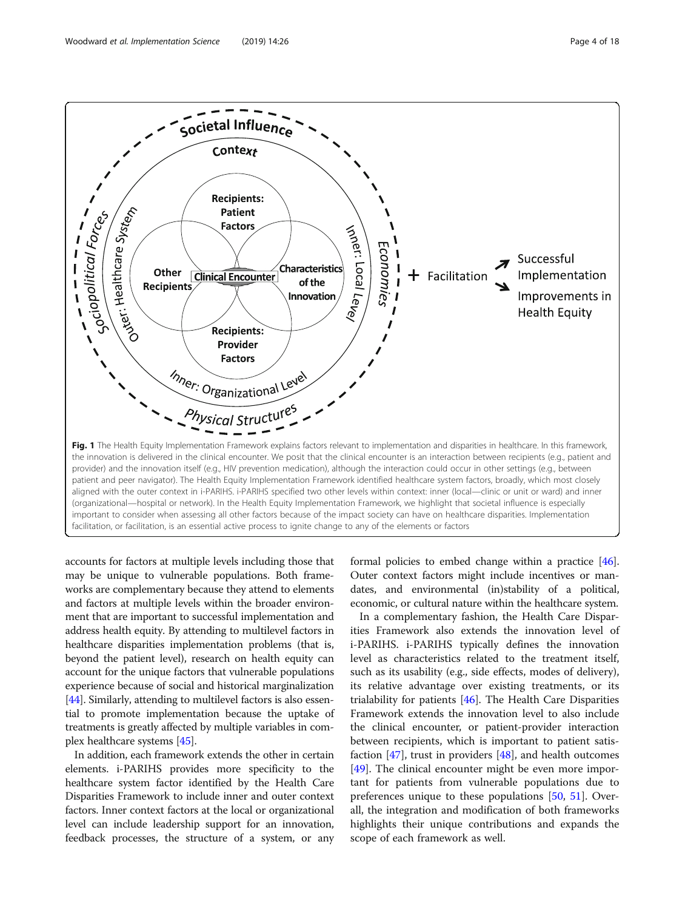**Fig. 1** The Health Equity Implementation Framework explains factors relevant to implementation and disparities in healthcare. In this framework, the innovation is delivered in the clinical encounter. We posit that the clinical encounter is an interaction between recipients (e.g., patient and provider) and the innovation itself (e.g., HIV prevention medication), although the interaction could occur in other settings (e.g., between patient and peer navigator). The Health Equity Implementation Framework identified healthcare system factors, broadly, which most closely aligned with the outer context in i-PARIHS. i-PARIHS specified two other levels within context: inner (local—clinic or unit or ward) and inner (organizational—hospital or network). In the Health Equity Implementation Framework, we highlight that societal influence is especially important to consider when assessing all other factors because of the impact society can have on healthcare disparities. Implementation facilitation, or facilitation, is an essential active process to ignite change to any of the elements or factors

accounts for factors at multiple levels including those that may be unique to vulnerable populations. Both frameworks are complementary because they attend to elements and factors at multiple levels within the broader environment that are important to successful implementation and address health equity. By attending to multilevel factors in healthcare disparities implementation problems (that is, beyond the patient level), research on health equity can account for the unique factors that vulnerable populations experience because of social and historical marginalization [44]. Similarly, attending to multilevel factors is also essential to promote implementation because the uptake of treatments is greatly affected by multiple variables in complex healthcare systems [45].

In addition, each framework extends the other in certain elements. i-PARIHS provides more specificity to the healthcare system factor identified by the Health Care Disparities Framework to include inner and outer context factors. Inner context factors at the local or organizational level can include leadership support for an innovation, feedback processes, the structure of a system, or any formal policies to embed change within a practice [46]. Outer context factors might include incentives or mandates, and environmental (in)stability of a political, economic, or cultural nature within the healthcare system.

In a complementary fashion, the Health Care Disparities Framework also extends the innovation level of i-PARIHS. i-PARIHS typically defines the innovation level as characteristics related to the treatment itself, such as its usability (e.g., side effects, modes of delivery), its relative advantage over existing treatments, or its trialability for patients [46]. The Health Care Disparities Framework extends the innovation level to also include the clinical encounter, or patient-provider interaction between recipients, which is important to patient satisfaction [47], trust in providers [48], and health outcomes [49]. The clinical encounter might be even more important for patients from vulnerable populations due to preferences unique to these populations [50, 51]. Overall, the integration and modification of both frameworks highlights their unique contributions and expands the scope of each framework as well.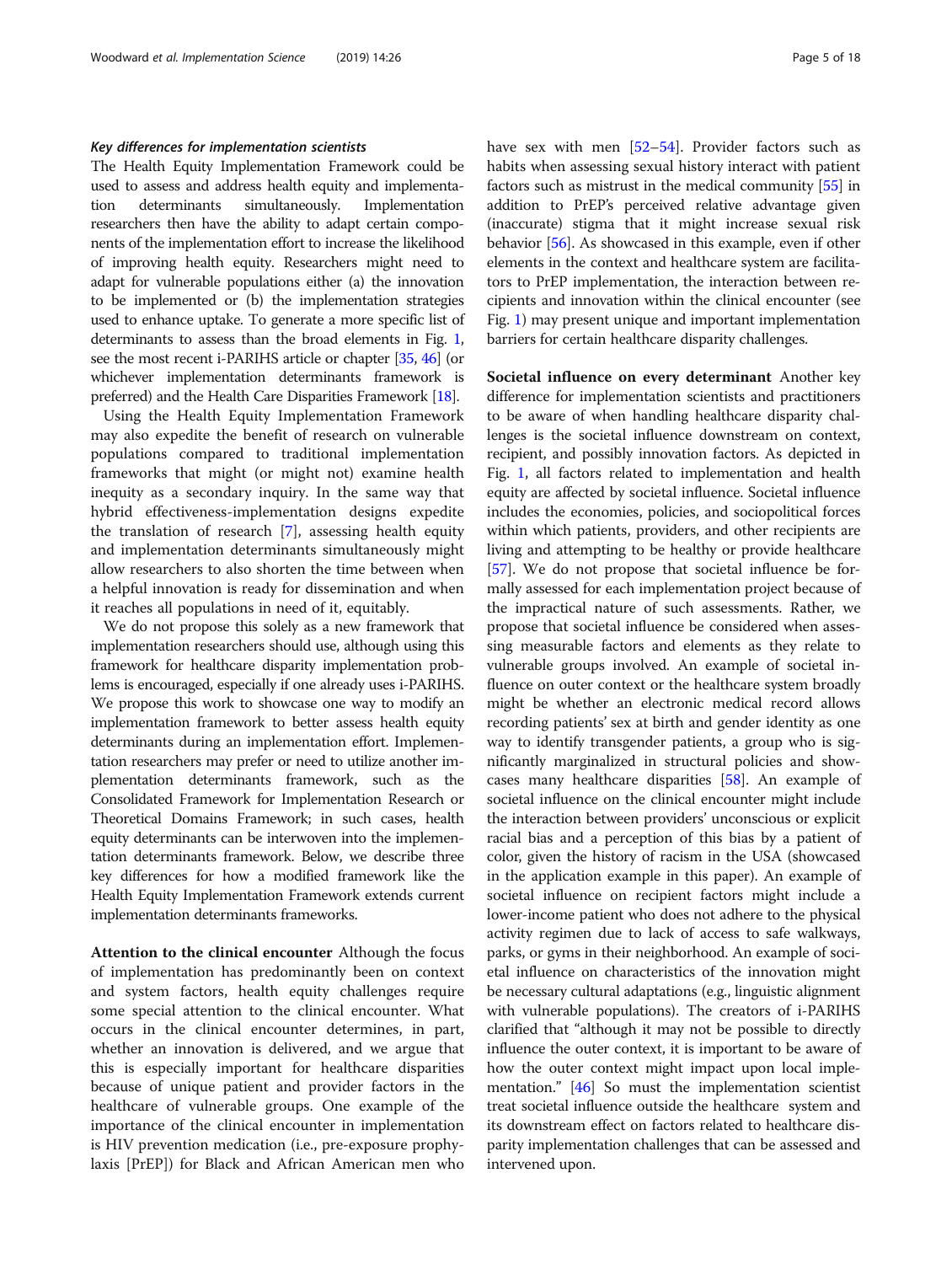### *Key differences for implementation scientists*

The Health Equity Implementation Framework could be used to assess and address health equity and implementation determinants simultaneously. Implementation researchers then have the ability to adapt certain components of the implementation effort to increase the likelihood of improving health equity. Researchers might need to adapt for vulnerable populations either (a) the innovation to be implemented or (b) the implementation strategies used to enhance uptake. To generate a more specific list of determinants to assess than the broad elements in Fig. 1, see the most recent i-PARIHS article or chapter [35, 46] (or whichever implementation determinants framework is preferred) and the Health Care Disparities Framework [18].

Using the Health Equity Implementation Framework may also expedite the benefit of research on vulnerable populations compared to traditional implementation frameworks that might (or might not) examine health inequity as a secondary inquiry. In the same way that hybrid effectiveness-implementation designs expedite the translation of research [7], assessing health equity and implementation determinants simultaneously might allow researchers to also shorten the time between when a helpful innovation is ready for dissemination and when it reaches all populations in need of it, equitably.

We do not propose this solely as a new framework that implementation researchers should use, although using this framework for healthcare disparity implementation problems is encouraged, especially if one already uses i-PARIHS. We propose this work to showcase one way to modify an implementation framework to better assess health equity determinants during an implementation effort. Implementation researchers may prefer or need to utilize another implementation determinants framework, such as the Consolidated Framework for Implementation Research or Theoretical Domains Framework; in such cases, health equity determinants can be interwoven into the implementation determinants framework. Below, we describe three key differences for how a modified framework like the Health Equity Implementation Framework extends current implementation determinants frameworks.

**Attention to the clinical encounter** Although the focus of implementation has predominantly been on context and system factors, health equity challenges require some special attention to the clinical encounter. What occurs in the clinical encounter determines, in part, whether an innovation is delivered, and we argue that this is especially important for healthcare disparities because of unique patient and provider factors in the healthcare of vulnerable groups. One example of the importance of the clinical encounter in implementation is HIV prevention medication (i.e., pre-exposure prophylaxis [PrEP]) for Black and African American men who have sex with men [52–54]. Provider factors such as habits when assessing sexual history interact with patient factors such as mistrust in the medical community [55] in addition to PrEP's perceived relative advantage given (inaccurate) stigma that it might increase sexual risk behavior [56]. As showcased in this example, even if other elements in the context and healthcare system are facilitators to PrEP implementation, the interaction between recipients and innovation within the clinical encounter (see Fig. 1) may present unique and important implementation barriers for certain healthcare disparity challenges.

**Societal influence on every determinant** Another key difference for implementation scientists and practitioners to be aware of when handling healthcare disparity challenges is the societal influence downstream on context, recipient, and possibly innovation factors. As depicted in Fig. 1, all factors related to implementation and health equity are affected by societal influence. Societal influence includes the economies, policies, and sociopolitical forces within which patients, providers, and other recipients are living and attempting to be healthy or provide healthcare [57]. We do not propose that societal influence be formally assessed for each implementation project because of the impractical nature of such assessments. Rather, we propose that societal influence be considered when assessing measurable factors and elements as they relate to vulnerable groups involved. An example of societal influence on outer context or the healthcare system broadly might be whether an electronic medical record allows recording patients' sex at birth and gender identity as one way to identify transgender patients, a group who is significantly marginalized in structural policies and showcases many healthcare disparities [58]. An example of societal influence on the clinical encounter might include the interaction between providers' unconscious or explicit racial bias and a perception of this bias by a patient of color, given the history of racism in the USA (showcased in the application example in this paper). An example of societal influence on recipient factors might include a lower-income patient who does not adhere to the physical activity regimen due to lack of access to safe walkways, parks, or gyms in their neighborhood. An example of societal influence on characteristics of the innovation might be necessary cultural adaptations (e.g., linguistic alignment with vulnerable populations). The creators of i-PARIHS clarified that "although it may not be possible to directly influence the outer context, it is important to be aware of how the outer context might impact upon local implementation." [46] So must the implementation scientist treat societal influence outside the healthcare system and its downstream effect on factors related to healthcare disparity implementation challenges that can be assessed and intervened upon.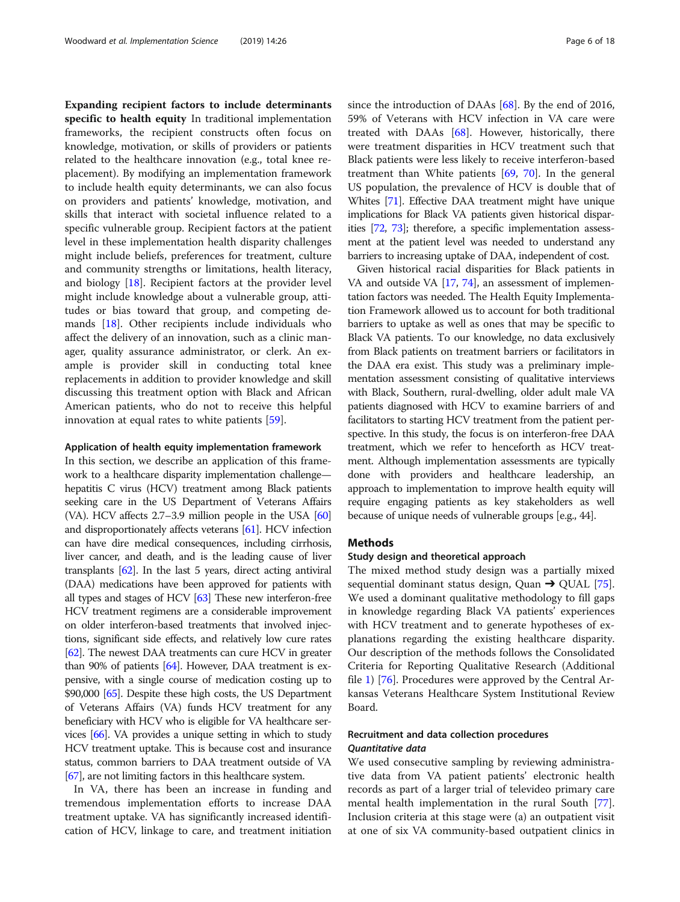**Expanding recipient factors to include determinants specific to health equity** In traditional implementation frameworks, the recipient constructs often focus on knowledge, motivation, or skills of providers or patients related to the healthcare innovation (e.g., total knee replacement). By modifying an implementation framework to include health equity determinants, we can also focus on providers and patients' knowledge, motivation, and skills that interact with societal influence related to a specific vulnerable group. Recipient factors at the patient level in these implementation health disparity challenges might include beliefs, preferences for treatment, culture and community strengths or limitations, health literacy, and biology [18]. Recipient factors at the provider level might include knowledge about a vulnerable group, attitudes or bias toward that group, and competing demands [18]. Other recipients include individuals who affect the delivery of an innovation, such as a clinic manager, quality assurance administrator, or clerk. An example is provider skill in conducting total knee replacements in addition to provider knowledge and skill discussing this treatment option with Black and African American patients, who do not receive this helpful innovation at equal rates to white patients [59].

#### Application of health equity implementation framework

In this section, we describe an application of this framework to a healthcare disparity implementation challenge—hepatitis C virus (HCV) treatment among Black patients seeking care in the US Department of Veterans Affairs (VA). HCV affects 2.7–3.9 million people in the USA [60] and disproportionately affects veterans [61]. HCV infection can have dire medical consequences, including cirrhosis, liver cancer, and death, and is the leading cause of liver transplants [62]. In the last 5 years, direct acting antiviral (DAA) medications have been approved for patients with all types and stages of HCV [63] These new interferon-free HCV treatment regimens are a considerable improvement on older interferon-based treatments that involved injections, significant side effects, and relatively low cure rates [62]. The newest DAA treatments can cure HCV in greater than 90% of patients [64]. However, DAA treatment is expensive, with a single course of medication costing up to $90,000 [65]. Despite these high costs, the US Department of Veterans Affairs (VA) funds HCV treatment for any beneficiary with HCV who is eligible for VA healthcare services [66]. VA provides a unique setting in which to study HCV treatment uptake. This is because cost and insurance status, common barriers to DAA treatment outside of VA [67], are not limiting factors in this healthcare system.

In VA, there has been an increase in funding and tremendous implementation efforts to increase DAA treatment uptake. VA has significantly increased identification of HCV, linkage to care, and treatment initiation since the introduction of DAAs [68]. By the end of 2016, 59% of Veterans with HCV infection in VA care were treated with DAAs [68]. However, historically, there were treatment disparities in HCV treatment such that Black patients were less likely to receive interferon-based treatment than White patients [69, 70]. In the general US population, the prevalence of HCV is double that of Whites [71]. Effective DAA treatment might have unique implications for Black VA patients given historical disparities [72, 73]; therefore, a specific implementation assessment at the patient level was needed to understand any barriers to increasing uptake of DAA, independent of cost.

Given historical racial disparities for Black patients in VA and outside VA [17, 74], an assessment of implementation factors was needed. The Health Equity Implementation Framework allowed us to account for both traditional barriers to uptake as well as ones that may be specific to Black VA patients. To our knowledge, no data exclusively from Black patients on treatment barriers or facilitators in the DAA era exist. This study was a preliminary implementation assessment consisting of qualitative interviews with Black, Southern, rural-dwelling, older adult male VA patients diagnosed with HCV to examine barriers of and facilitators to starting HCV treatment from the patient perspective. In this study, the focus is on interferon-free DAA treatment, which we refer to henceforth as HCV treatment. Although implementation assessments are typically done with providers and healthcare leadership, an approach to implementation to improve health equity will require engaging patients as key stakeholders as well because of unique needs of vulnerable groups [e.g., 44].

## Methods

### Study design and theoretical approach

The mixed method study design was a partially mixed sequential dominant status design, Quan ➔ QUAL [75]. We used a dominant qualitative methodology to fill gaps in knowledge regarding Black VA patients' experiences with HCV treatment and to generate hypotheses of explanations regarding the existing healthcare disparity. Our description of the methods follows the Consolidated Criteria for Reporting Qualitative Research (Additional file 1) [76]. Procedures were approved by the Central Arkansas Veterans Healthcare System Institutional Review Board.

### Recruitment and data collection procedures

#### *Quantitative data*

We used consecutive sampling by reviewing administrative data from VA patient patients' electronic health records as part of a larger trial of televideo primary care mental health implementation in the rural South [77]. Inclusion criteria at this stage were (a) an outpatient visit at one of six VA community-based outpatient clinics in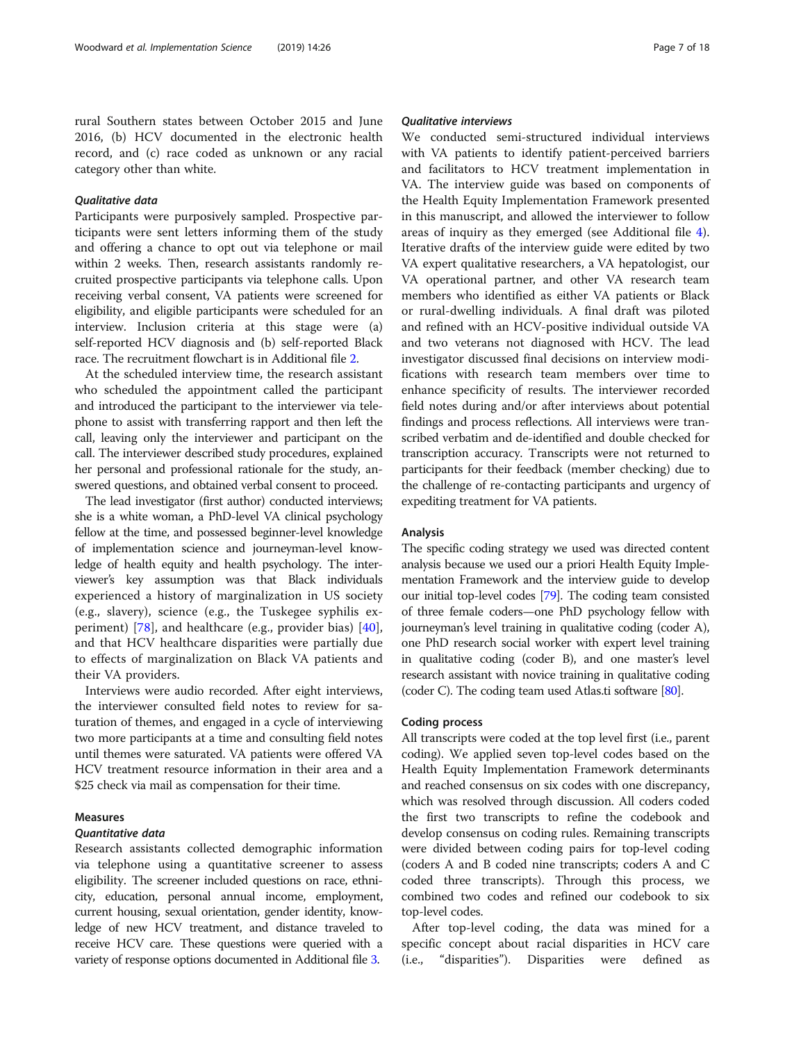rural Southern states between October 2015 and June 2016, (b) HCV documented in the electronic health record, and (c) race coded as unknown or any racial category other than white.

#### *Qualitative data*

Participants were purposively sampled. Prospective participants were sent letters informing them of the study and offering a chance to opt out via telephone or mail within 2 weeks. Then, research assistants randomly recruited prospective participants via telephone calls. Upon receiving verbal consent, VA patients were screened for eligibility, and eligible participants were scheduled for an interview. Inclusion criteria at this stage were (a) self-reported HCV diagnosis and (b) self-reported Black race. The recruitment flowchart is in Additional file 2.

At the scheduled interview time, the research assistant who scheduled the appointment called the participant and introduced the participant to the interviewer via telephone to assist with transferring rapport and then left the call, leaving only the interviewer and participant on the call. The interviewer described study procedures, explained her personal and professional rationale for the study, answered questions, and obtained verbal consent to proceed.

The lead investigator (first author) conducted interviews; she is a white woman, a PhD-level VA clinical psychology fellow at the time, and possessed beginner-level knowledge of implementation science and journeyman-level knowledge of health equity and health psychology. The interviewer's key assumption was that Black individuals experienced a history of marginalization in US society (e.g., slavery), science (e.g., the Tuskegee syphilis experiment) [78], and healthcare (e.g., provider bias) [40], and that HCV healthcare disparities were partially due to effects of marginalization on Black VA patients and their VA providers.

Interviews were audio recorded. After eight interviews, the interviewer consulted field notes to review for saturation of themes, and engaged in a cycle of interviewing two more participants at a time and consulting field notes until themes were saturated. VA patients were offered VA HCV treatment resource information in their area and a $25 check via mail as compensation for their time.

### Measures

#### *Quantitative data*

Research assistants collected demographic information via telephone using a quantitative screener to assess eligibility. The screener included questions on race, ethnicity, education, personal annual income, employment, current housing, sexual orientation, gender identity, knowledge of new HCV treatment, and distance traveled to receive HCV care. These questions were queried with a variety of response options documented in Additional file 3.

#### *Qualitative interviews*

We conducted semi-structured individual interviews with VA patients to identify patient-perceived barriers and facilitators to HCV treatment implementation in VA. The interview guide was based on components of the Health Equity Implementation Framework presented in this manuscript, and allowed the interviewer to follow areas of inquiry as they emerged (see Additional file 4). Iterative drafts of the interview guide were edited by two VA expert qualitative researchers, a VA hepatologist, our VA operational partner, and other VA research team members who identified as either VA patients or Black or rural-dwelling individuals. A final draft was piloted and refined with an HCV-positive individual outside VA and two veterans not diagnosed with HCV. The lead investigator discussed final decisions on interview modifications with research team members over time to enhance specificity of results. The interviewer recorded field notes during and/or after interviews about potential findings and process reflections. All interviews were transcribed verbatim and de-identified and double checked for transcription accuracy. Transcripts were not returned to participants for their feedback (member checking) due to the challenge of re-contacting participants and urgency of expediting treatment for VA patients.

### Analysis

The specific coding strategy we used was directed content analysis because we used our a priori Health Equity Implementation Framework and the interview guide to develop our initial top-level codes [79]. The coding team consisted of three female coders—one PhD psychology fellow with journeyman's level training in qualitative coding (coder A), one PhD research social worker with expert level training in qualitative coding (coder B), and one master's level research assistant with novice training in qualitative coding (coder C). The coding team used Atlas.ti software [80].

### Coding process

All transcripts were coded at the top level first (i.e., parent coding). We applied seven top-level codes based on the Health Equity Implementation Framework determinants and reached consensus on six codes with one discrepancy, which was resolved through discussion. All coders coded the first two transcripts to refine the codebook and develop consensus on coding rules. Remaining transcripts were divided between coding pairs for top-level coding (coders A and B coded nine transcripts; coders A and C coded three transcripts). Through this process, we combined two codes and refined our codebook to six top-level codes.

After top-level coding, the data was mined for a specific concept about racial disparities in HCV care (i.e., "disparities"). Disparities were defined as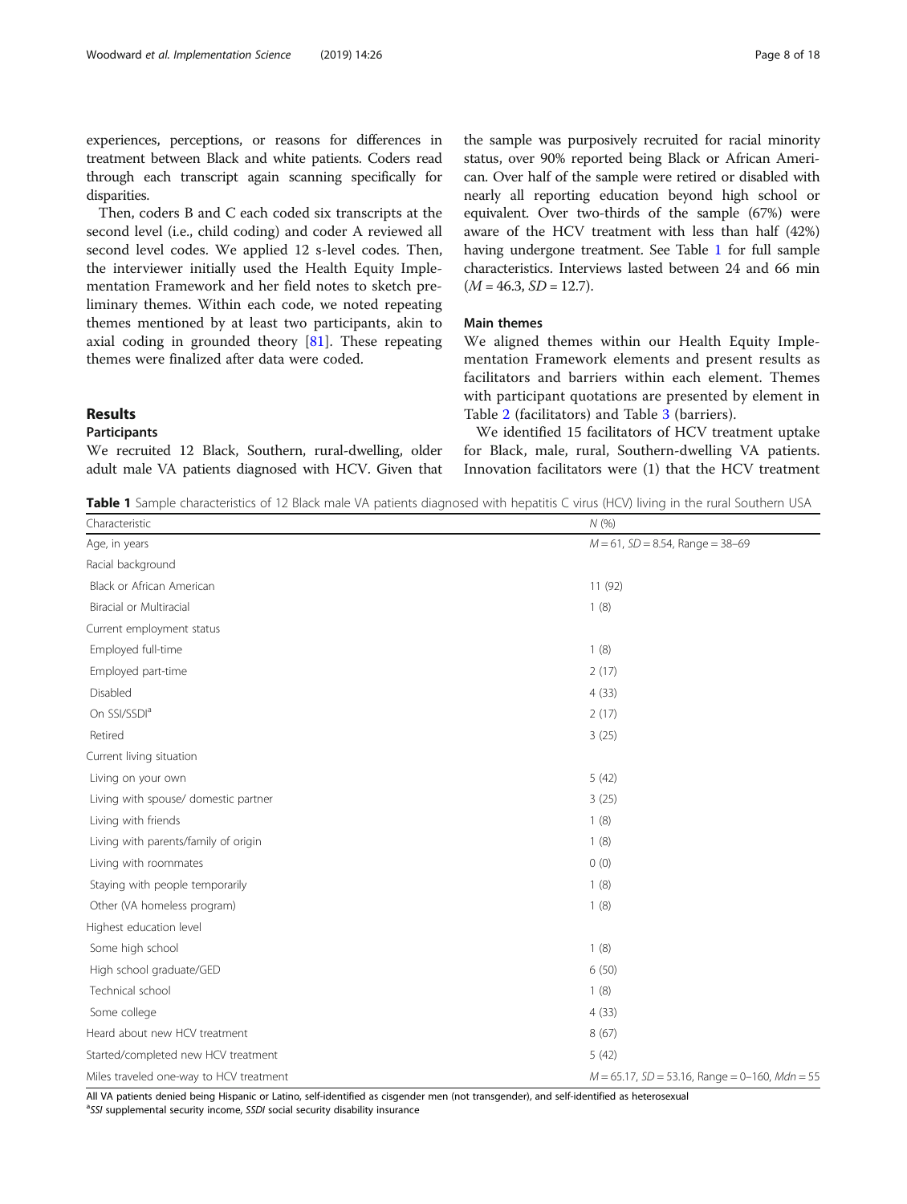experiences, perceptions, or reasons for differences in treatment between Black and white patients. Coders read through each transcript again scanning specifically for disparities.

Then, coders B and C each coded six transcripts at the second level (i.e., child coding) and coder A reviewed all second level codes. We applied 12 s-level codes. Then, the interviewer initially used the Health Equity Implementation Framework and her field notes to sketch preliminary themes. Within each code, we noted repeating themes mentioned by at least two participants, akin to axial coding in grounded theory [81]. These repeating themes were finalized after data were coded.

## Results

### Participants

We recruited 12 Black, Southern, rural-dwelling, older adult male VA patients diagnosed with HCV. Given that the sample was purposively recruited for racial minority status, over 90% reported being Black or African American. Over half of the sample were retired or disabled with nearly all reporting education beyond high school or equivalent. Over two-thirds of the sample (67%) were aware of the HCV treatment with less than half (42%) having undergone treatment. See Table 1 for full sample characteristics. Interviews lasted between 24 and 66 min ($M = 46.3$, $SD = 12.7$).

### Main themes

We aligned themes within our Health Equity Implementation Framework elements and present results as facilitators and barriers within each element. Themes with participant quotations are presented by element in Table 2 (facilitators) and Table 3 (barriers).

We identified 15 facilitators of HCV treatment uptake for Black, male, rural, Southern-dwelling VA patients. Innovation facilitators were (1) that the HCV treatment

**Table 1** Sample characteristics of 12 Black male VA patients diagnosed with hepatitis C virus (HCV) living in the rural Southern USA

| Characteristic | N (%) |
|---|---|
| Age, in years | $M = 61$, $SD = 8.54$, Range = 38–69 |
| Racial background | |
| Black or African American | 11 (92) |
| Biracial or Multiracial | 1 (8) |
| Current employment status | |
| Employed full-time | 1 (8) |
| Employed part-time | 2 (17) |
| Disabled | 4 (33) |
| On SSI/SSDI[a] | 2 (17) |
| Retired | 3 (25) |
| Current living situation | |
| Living on your own | 5 (42) |
| Living with spouse/ domestic partner | 3 (25) |
| Living with friends | 1 (8) |
| Living with parents/family of origin | 1 (8) |
| Living with roommates | 0 (0) |
| Staying with people temporarily | 1 (8) |
| Other (VA homeless program) | 1 (8) |
| Highest education level | |
| Some high school | 1 (8) |
| High school graduate/GED | 6 (50) |
| Technical school | 1 (8) |
| Some college | 4 (33) |
| Heard about new HCV treatment | 8 (67) |
| Started/completed new HCV treatment | 5 (42) |
| Miles traveled one-way to HCV treatment | $M = 65.17$, $SD = 53.16$, Range = 0–160, $Mdn = 55$ |

All VA patients denied being Hispanic or Latino, self-identified as cisgender men (not transgender), and self-identified as heterosexual

[a]*SSI* supplemental security income, *SSDI* social security disability insurance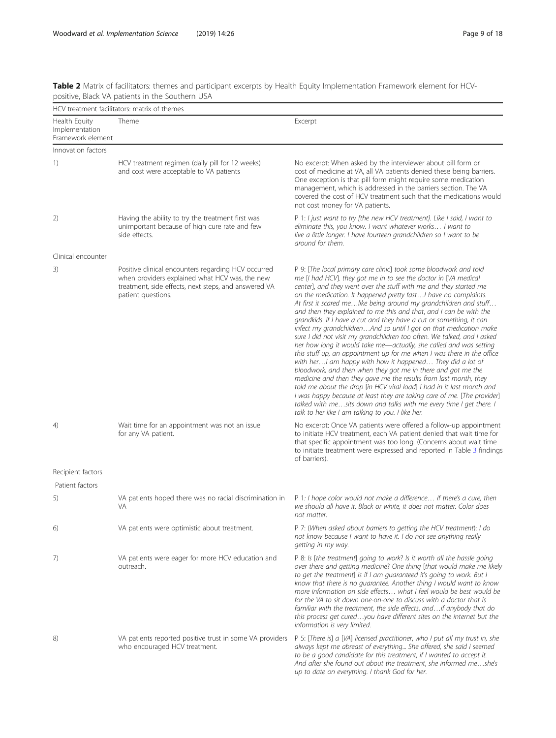**Table 2** Matrix of facilitators: themes and participant excerpts by Health Equity Implementation Framework element for HCV-positive, Black VA patients in the Southern USA

| HCV treatment facilitators: matrix of themes | | |
|---|---|---|
| Health Equity Implementation Framework element | Theme | Excerpt |
| Innovation factors | | |
| 1) | HCV treatment regimen (daily pill for 12 weeks) and cost were acceptable to VA patients | No excerpt: When asked by the interviewer about pill form or cost of medicine at VA, all VA patients denied these being barriers. One exception is that pill form might require some medication management, which is addressed in the barriers section. The VA covered the cost of HCV treatment such that the medications would not cost money for VA patients. |
| 2) | Having the ability to try the treatment first was unimportant because of high cure rate and few side effects. | P 1: *I just want to try [the new HCV treatment]. Like I said, I want to eliminate this, you know. I want whatever works… I want to live a little longer. I have fourteen grandchildren so I want to be around for them.* |
| Clinical encounter | | |
| 3) | Positive clinical encounters regarding HCV occurred when providers explained what HCV was, the new treatment, side effects, next steps, and answered VA patient questions. | P 9: *[The local primary care clinic] took some bloodwork and told me [I had HCV]. they got me in to see the doctor in [VA medical center], and they went over the stuff with me and they started me on the medication. It happened pretty fast…I have no complaints. At first it scared me…like being around my grandchildren and stuff… and then they explained to me this and that, and I can be with the grandkids. If I have a cut and they have a cut or something, it can infect my grandchildren…And so until I got on that medication make sure I did not visit my grandchildren too often. We talked, and I asked her how long it would take me—actually, she called and was setting this stuff up, an appointment up for me when I was there in the office with her…I am happy with how it happened… They did a lot of bloodwork, and then when they got me in there and got me the medicine and then they gave me the results from last month, they told me about the drop [in HCV viral load] I had in it last month and I was happy because at least they are taking care of me. [The provider] talked with me…sits down and talks with me every time I get there. I talk to her like I am talking to you. I like her.* |
| 4) | Wait time for an appointment was not an issue for any VA patient. | No excerpt: Once VA patients were offered a follow-up appointment to initiate HCV treatment, each VA patient denied that wait time for that specific appointment was too long. (Concerns about wait time to initiate treatment were expressed and reported in Table 3 findings of barriers). |
| Recipient factors | | |
| Patient factors | | |
| 5) | VA patients hoped there was no racial discrimination in VA | P 1: *I hope color would not make a difference… If there's a cure, then we should all have it. Black or white, it does not matter. Color does not matter.* |
| 6) | VA patients were optimistic about treatment. | P 7: (*When asked about barriers to getting the HCV treatment*): *I do not know because I want to have it. I do not see anything really getting in my way.* |
| 7) | VA patients were eager for more HCV education and outreach. | P 8: *Is [the treatment] going to work? Is it worth all the hassle going over there and getting medicine? One thing [that would make me likely to get the treatment] is if I am guaranteed it's going to work. But I know that there is no guarantee. Another thing I would want to know more information on side effects… what I feel would be best would be for the VA to sit down one-on-one to discuss with a doctor that is familiar with the treatment, the side effects, and…if anybody that do this process get cured…you have different sites on the internet but the information is very limited.* |
| 8) | VA patients reported positive trust in some VA providers who encouraged HCV treatment. | P 5: *[There is] a [VA] licensed practitioner, who I put all my trust in, she always kept me abreast of everything... She offered, she said I seemed to be a good candidate for this treatment, if I wanted to accept it. And after she found out about the treatment, she informed me…she's up to date on everything. I thank God for her.* |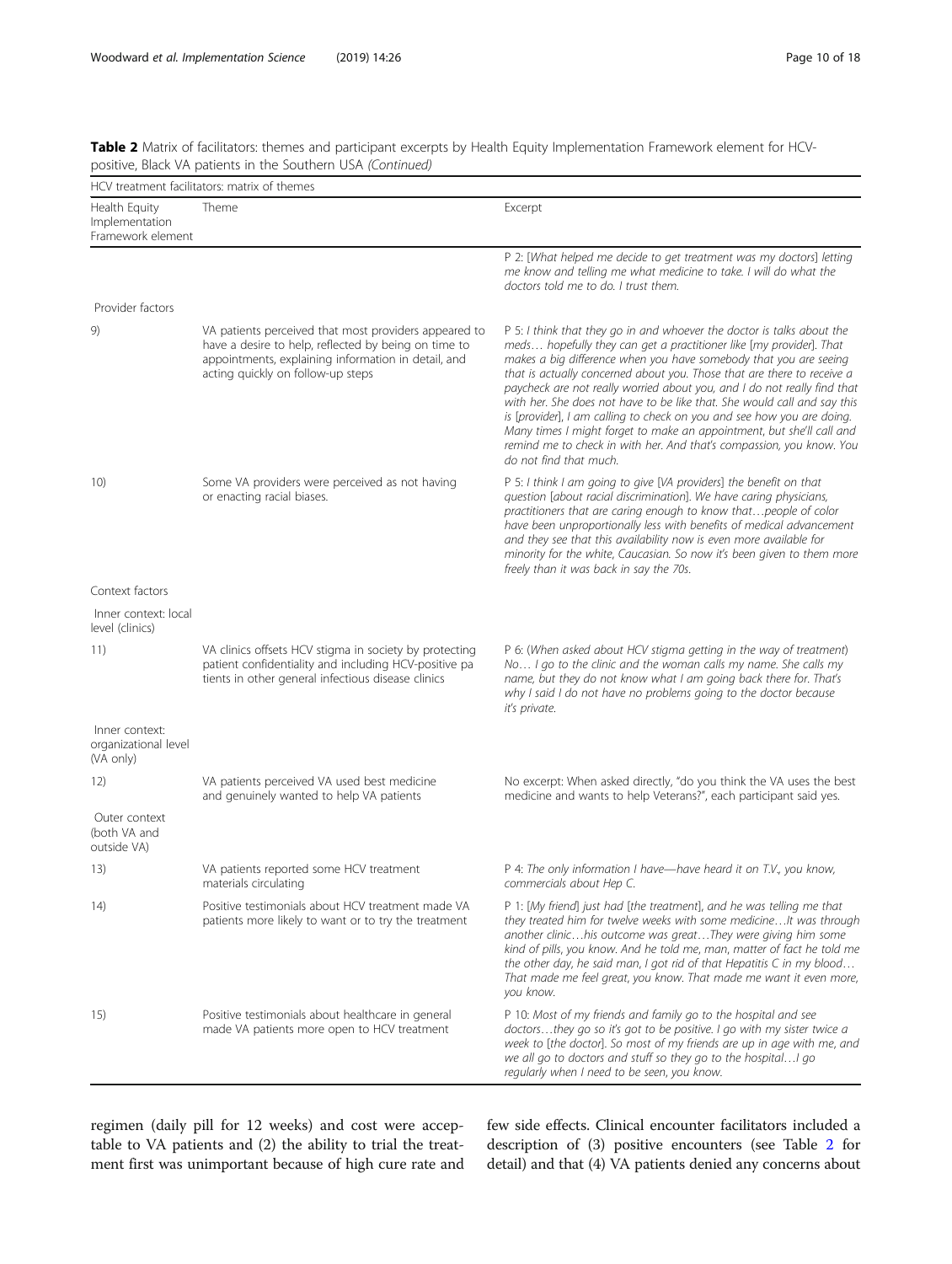**Table 2** Matrix of facilitators: themes and participant excerpts by Health Equity Implementation Framework element for HCV-positive, Black VA patients in the Southern USA *(Continued)*

| HCV treatment facilitators: matrix of themes | | |
|---|---|---|
| Health Equity Implementation Framework element | Theme | Excerpt |
| | | P 2: *[What helped me decide to get treatment was my doctors] letting me know and telling me what medicine to take. I will do what the doctors told me to do. I trust them.* |
| Provider factors | | |
| 9) | VA patients perceived that most providers appeared to have a desire to help, reflected by being on time to appointments, explaining information in detail, and acting quickly on follow-up steps | P 5: *I think that they go in and whoever the doctor is talks about the meds… hopefully they can get a practitioner like [my provider]. That makes a big difference when you have somebody that you are seeing that is actually concerned about you. Those that are there to receive a paycheck are not really worried about you, and I do not really find that with her. She does not have to be like that. She would call and say this is [provider], I am calling to check on you and see how you are doing. Many times I might forget to make an appointment, but she'll call and remind me to check in with her. And that's compassion, you know. You do not find that much.* |
| 10) | Some VA providers were perceived as not having or enacting racial biases. | P 5: *I think I am going to give [VA providers] the benefit on that question [about racial discrimination]. We have caring physicians, practitioners that are caring enough to know that…people of color have been unproportionally less with benefits of medical advancement and they see that this availability now is even more available for minority for the white, Caucasian. So now it's been given to them more freely than it was back in say the 70s.* |
| Context factors | | |
| Inner context: local level (clinics) | | |
| 11) | VA clinics offsets HCV stigma in society by protecting patient confidentiality and including HCV-positive patients in other general infectious disease clinics | P 6: *(When asked about HCV stigma getting in the way of treatment) No… I go to the clinic and the woman calls my name. She calls my name, but they do not know what I am going back there for. That's why I said I do not have no problems going to the doctor because it's private.* |
| Inner context: organizational level (VA only) | | |
| 12) | VA patients perceived VA used best medicine and genuinely wanted to help VA patients | No excerpt: When asked directly, "do you think the VA uses the best medicine and wants to help Veterans?", each participant said yes. |
| Outer context (both VA and outside VA) | | |
| 13) | VA patients reported some HCV treatment materials circulating | P 4: *The only information I have—have heard it on T.V., you know, commercials about Hep C.* |
| 14) | Positive testimonials about HCV treatment made VA patients more likely to want or to try the treatment | P 1: *[My friend] just had [the treatment], and he was telling me that they treated him for twelve weeks with some medicine…It was through another clinic…his outcome was great…They were giving him some kind of pills, you know. And he told me, man, matter of fact he told me the other day, he said man, I got rid of that Hepatitis C in my blood… That made me feel great, you know. That made me want it even more, you know.* |
| 15) | Positive testimonials about healthcare in general made VA patients more open to HCV treatment | P 10: *Most of my friends and family go to the hospital and see doctors…they go so it's got to be positive. I go with my sister twice a week to [the doctor]. So most of my friends are up in age with me, and we all go to doctors and stuff so they go to the hospital…I go regularly when I need to be seen, you know.* |

regimen (daily pill for 12 weeks) and cost were acceptable to VA patients and (2) the ability to trial the treatment first was unimportant because of high cure rate and few side effects. Clinical encounter facilitators included a description of (3) positive encounters (see Table 2 for detail) and that (4) VA patients denied any concerns about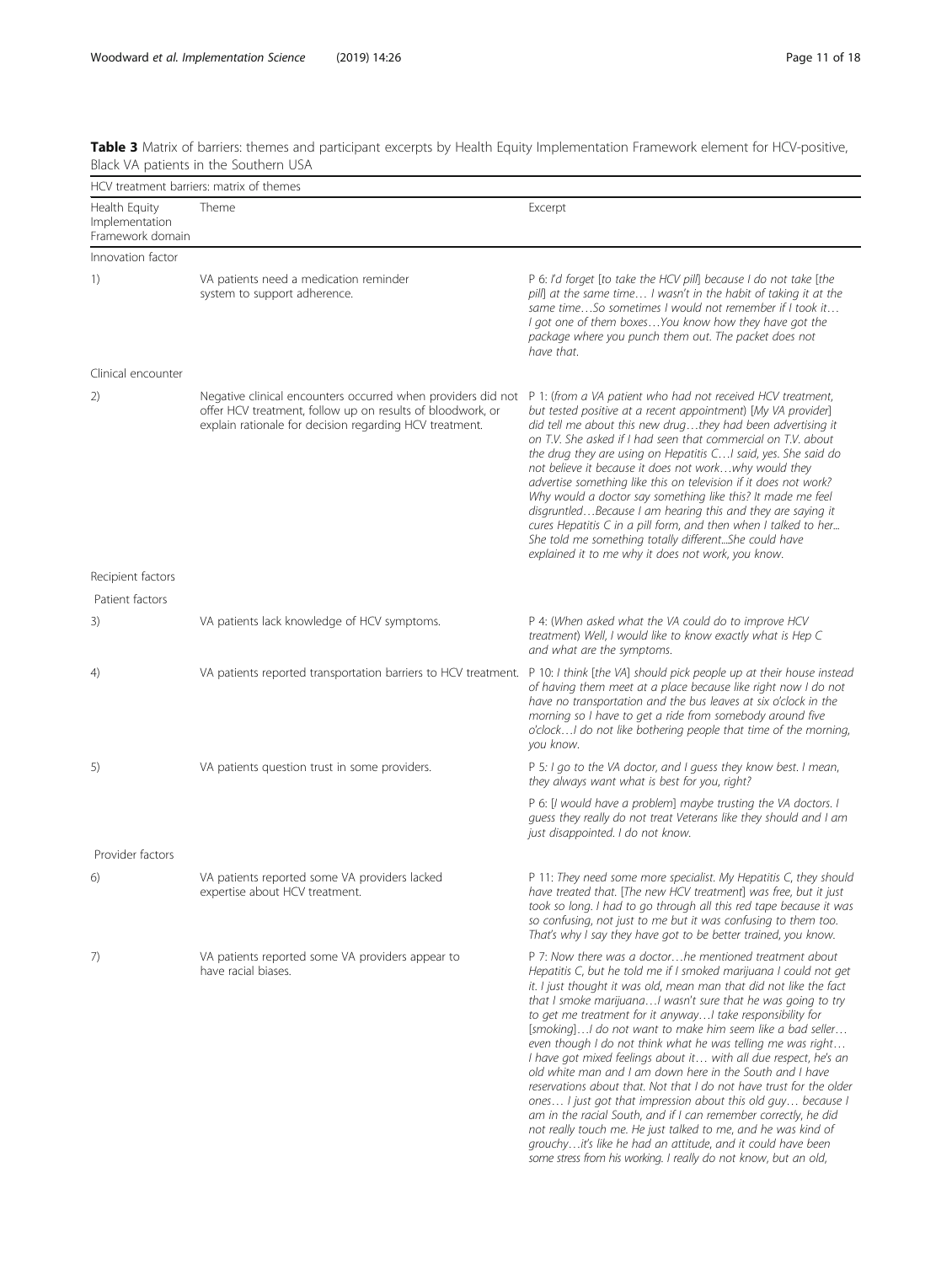**Table 3** Matrix of barriers: themes and participant excerpts by Health Equity Implementation Framework element for HCV-positive, Black VA patients in the Southern USA

| HCV treatment barriers: matrix of themes | | |
|---|---|---|
| Health Equity Implementation Framework domain | Theme | Excerpt |
| Innovation factor | | |
| 1) | VA patients need a medication reminder system to support adherence. | P 6: *I'd forget [to take the HCV pill] because I do not take [the pill] at the same time… I wasn't in the habit of taking it at the same time…So sometimes I would not remember if I took it… I got one of them boxes…You know how they have got the package where you punch them out. The packet does not have that.* |
| Clinical encounter | | |
| 2) | Negative clinical encounters occurred when providers did not offer HCV treatment, follow up on results of bloodwork, or explain rationale for decision regarding HCV treatment. | P 1: (*from a VA patient who had not received HCV treatment, but tested positive at a recent appointment*) *[My VA provider] did tell me about this new drug…they had been advertising it on T.V. She asked if I had seen that commercial on T.V. about the drug they are using on Hepatitis C…I said, yes. She said do not believe it because it does not work…why would they advertise something like this on television if it does not work? Why would a doctor say something like this? It made me feel disgruntled…Because I am hearing this and they are saying it cures Hepatitis C in a pill form, and then when I talked to her... She told me something totally different...She could have explained it to me why it does not work, you know.* |
| Recipient factors | | |
| Patient factors | | |
| 3) | VA patients lack knowledge of HCV symptoms. | P 4: (*When asked what the VA could do to improve HCV treatment*) *Well, I would like to know exactly what is Hep C and what are the symptoms.* |
| 4) | VA patients reported transportation barriers to HCV treatment. | P 10: *I think [the VA] should pick people up at their house instead of having them meet at a place because like right now I do not have no transportation and the bus leaves at six o'clock in the morning so I have to get a ride from somebody around five o'clock…I do not like bothering people that time of the morning, you know.* |
| 5) | VA patients question trust in some providers. | P 5: *I go to the VA doctor, and I guess they know best. I mean, they always want what is best for you, right?* |
| | | P 6: *[I would have a problem] maybe trusting the VA doctors. I guess they really do not treat Veterans like they should and I am just disappointed. I do not know.* |
| Provider factors | | |
| 6) | VA patients reported some VA providers lacked expertise about HCV treatment. | P 11: *They need some more specialist. My Hepatitis C, they should have treated that. [The new HCV treatment] was free, but it just took so long. I had to go through all this red tape because it was so confusing, not just to me but it was confusing to them too. That's why I say they have got to be better trained, you know.* |
| 7) | VA patients reported some VA providers appear to have racial biases. | P 7: *Now there was a doctor…he mentioned treatment about Hepatitis C, but he told me if I smoked marijuana I could not get it. I just thought it was old, mean man that did not like the fact that I smoke marijuana…I wasn't sure that he was going to try to get me treatment for it anyway…I take responsibility for [smoking]…I do not want to make him seem like a bad seller… even though I do not think what he was telling me was right… I have got mixed feelings about it… with all due respect, he's an old white man and I am down here in the South and I have reservations about that. Not that I do not have trust for the older ones… I just got that impression about this old guy… because I am in the racial South, and if I can remember correctly, he did not really touch me. He just talked to me, and he was kind of grouchy…it's like he had an attitude, and it could have been some stress from his working. I really do not know, but an old,* |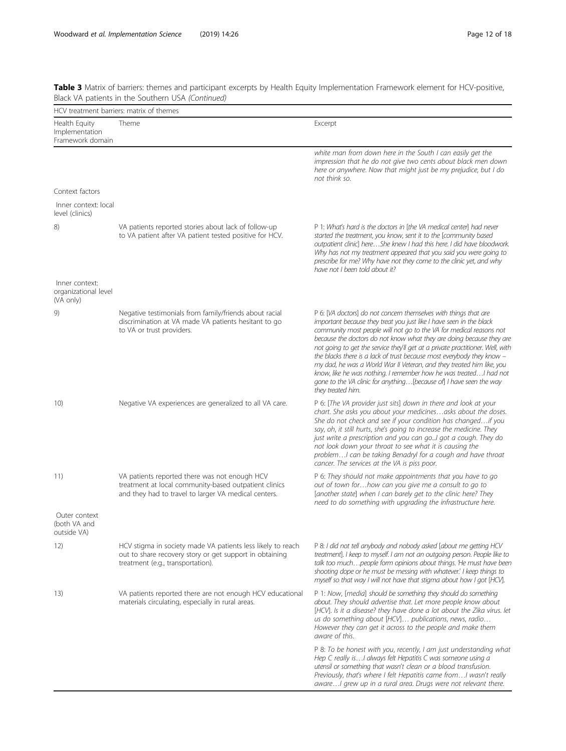**Table 3** Matrix of barriers: themes and participant excerpts by Health Equity Implementation Framework element for HCV-positive, Black VA patients in the Southern USA *(Continued)*

| HCV treatment barriers: matrix of themes | | |
|---|---|---|
| Health Equity Implementation Framework domain | Theme | Excerpt |
| | | *white man from down here in the South I can easily get the impression that he do not give two cents about black men down here or anywhere. Now that might just be my prejudice, but I do not think so.* |
| Context factors | | |
| Inner context: local level (clinics) | | |
| 8) | VA patients reported stories about lack of follow-up to VA patient after VA patient tested positive for HCV. | P 1: *What's hard is the doctors in* [*the VA medical center*] *had never started the treatment, you know, sent it to the* [*community based outpatient clinic*] *here…She knew I had this here. I did have bloodwork. Why has not my treatment appeared that you said you were going to prescribe for me? Why have not they come to the clinic yet, and why have not I been told about it?* |
| Inner context: organizational level (VA only) | | |
| 9) | Negative testimonials from family/friends about racial discrimination at VA made VA patients hesitant to go to VA or trust providers. | P 6: [*VA doctors*] *do not concern themselves with things that are important because they treat you just like I have seen in the black community most people will not go to the VA for medical reasons not because the doctors do not know what they are doing because they are not going to get the service they'll get at a private practitioner. Well, with the blacks there is a lack of trust because most everybody they know – my dad, he was a World War II Veteran, and they treated him like, you know, like he was nothing. I remember how he was treated…I had not gone to the VA clinic for anything…*[*because of*] *I have seen the way they treated him.* |
| 10) | Negative VA experiences are generalized to all VA care. | P 6: [*The VA provider just sits*] *down in there and look at your chart. She asks you about your medicines…asks about the doses. She do not check and see if your condition has changed…if you say, oh, it still hurts, she's going to increase the medicine. They just write a prescription and you can go...I got a cough. They do not look down your throat to see what it is causing the problem…I can be taking Benadryl for a cough and have throat cancer. The services at the VA is piss poor.* |
| 11) | VA patients reported there was not enough HCV treatment at local community-based outpatient clinics and they had to travel to larger VA medical centers. | P 6: *They should not make appointments that you have to go out of town for…how can you give me a consult to go to* [*another state*] *when I can barely get to the clinic here? They need to do something with upgrading the infrastructure here.* |
| Outer context (both VA and outside VA) | | |
| 12) | HCV stigma in society made VA patients less likely to reach out to share recovery story or get support in obtaining treatment (e.g., transportation). | P 8: *I did not tell anybody and nobody asked* [*about me getting HCV treatment*]. *I keep to myself. I am not an outgoing person. People like to talk too much…people form opinions about things. 'He must have been shooting dope or he must be messing with whatever.' I keep things to myself so that way I will not have that stigma about how I got* [*HCV*]. |
| 13) | VA patients reported there are not enough HCV educational materials circulating, especially in rural areas. | P 1: *Now,* [*media*] *should be something they should do something about. They should advertise that. Let more people know about* [*HCV*]. *Is it a disease? they have done a lot about the Zika virus. let us do something about* [*HCV*]*… publications, news, radio… However they can get it across to the people and make them aware of this.* |
| | | P 8: *To be honest with you, recently, I am just understanding what Hep C really is…I always felt Hepatitis C was someone using a utensil or something that wasn't clean or a blood transfusion. Previously, that's where I felt Hepatitis came from…I wasn't really aware…I grew up in a rural area. Drugs were not relevant there.* |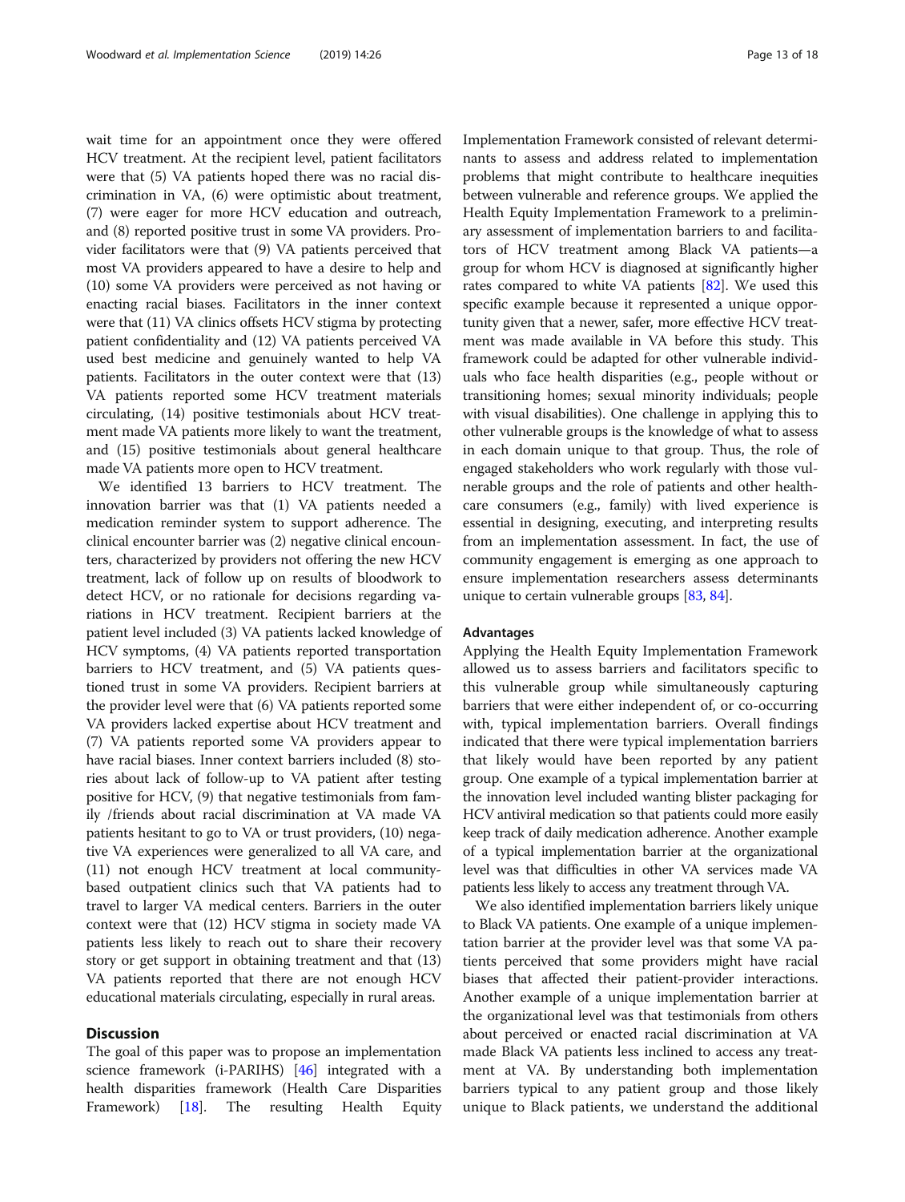wait time for an appointment once they were offered HCV treatment. At the recipient level, patient facilitators were that (5) VA patients hoped there was no racial discrimination in VA, (6) were optimistic about treatment, (7) were eager for more HCV education and outreach, and (8) reported positive trust in some VA providers. Provider facilitators were that (9) VA patients perceived that most VA providers appeared to have a desire to help and (10) some VA providers were perceived as not having or enacting racial biases. Facilitators in the inner context were that (11) VA clinics offsets HCV stigma by protecting patient confidentiality and (12) VA patients perceived VA used best medicine and genuinely wanted to help VA patients. Facilitators in the outer context were that (13) VA patients reported some HCV treatment materials circulating, (14) positive testimonials about HCV treatment made VA patients more likely to want the treatment, and (15) positive testimonials about general healthcare made VA patients more open to HCV treatment.

We identified 13 barriers to HCV treatment. The innovation barrier was that (1) VA patients needed a medication reminder system to support adherence. The clinical encounter barrier was (2) negative clinical encounters, characterized by providers not offering the new HCV treatment, lack of follow up on results of bloodwork to detect HCV, or no rationale for decisions regarding variations in HCV treatment. Recipient barriers at the patient level included (3) VA patients lacked knowledge of HCV symptoms, (4) VA patients reported transportation barriers to HCV treatment, and (5) VA patients questioned trust in some VA providers. Recipient barriers at the provider level were that (6) VA patients reported some VA providers lacked expertise about HCV treatment and (7) VA patients reported some VA providers appear to have racial biases. Inner context barriers included (8) stories about lack of follow-up to VA patient after testing positive for HCV, (9) that negative testimonials from family /friends about racial discrimination at VA made VA patients hesitant to go to VA or trust providers, (10) negative VA experiences were generalized to all VA care, and (11) not enough HCV treatment at local community-based outpatient clinics such that VA patients had to travel to larger VA medical centers. Barriers in the outer context were that (12) HCV stigma in society made VA patients less likely to reach out to share their recovery story or get support in obtaining treatment and that (13) VA patients reported that there are not enough HCV educational materials circulating, especially in rural areas.

## Discussion

The goal of this paper was to propose an implementation science framework (i-PARIHS) [46] integrated with a health disparities framework (Health Care Disparities Framework) [18]. The resulting Health Equity Implementation Framework consisted of relevant determinants to assess and address related to implementation problems that might contribute to healthcare inequities between vulnerable and reference groups. We applied the Health Equity Implementation Framework to a preliminary assessment of implementation barriers to and facilitators of HCV treatment among Black VA patients—a group for whom HCV is diagnosed at significantly higher rates compared to white VA patients [82]. We used this specific example because it represented a unique opportunity given that a newer, safer, more effective HCV treatment was made available in VA before this study. This framework could be adapted for other vulnerable individuals who face health disparities (e.g., people without or transitioning homes; sexual minority individuals; people with visual disabilities). One challenge in applying this to other vulnerable groups is the knowledge of what to assess in each domain unique to that group. Thus, the role of engaged stakeholders who work regularly with those vulnerable groups and the role of patients and other healthcare consumers (e.g., family) with lived experience is essential in designing, executing, and interpreting results from an implementation assessment. In fact, the use of community engagement is emerging as one approach to ensure implementation researchers assess determinants unique to certain vulnerable groups [83, 84].

### Advantages

Applying the Health Equity Implementation Framework allowed us to assess barriers and facilitators specific to this vulnerable group while simultaneously capturing barriers that were either independent of, or co-occurring with, typical implementation barriers. Overall findings indicated that there were typical implementation barriers that likely would have been reported by any patient group. One example of a typical implementation barrier at the innovation level included wanting blister packaging for HCV antiviral medication so that patients could more easily keep track of daily medication adherence. Another example of a typical implementation barrier at the organizational level was that difficulties in other VA services made VA patients less likely to access any treatment through VA.

We also identified implementation barriers likely unique to Black VA patients. One example of a unique implementation barrier at the provider level was that some VA patients perceived that some providers might have racial biases that affected their patient-provider interactions. Another example of a unique implementation barrier at the organizational level was that testimonials from others about perceived or enacted racial discrimination at VA made Black VA patients less inclined to access any treatment at VA. By understanding both implementation barriers typical to any patient group and those likely unique to Black patients, we understand the additional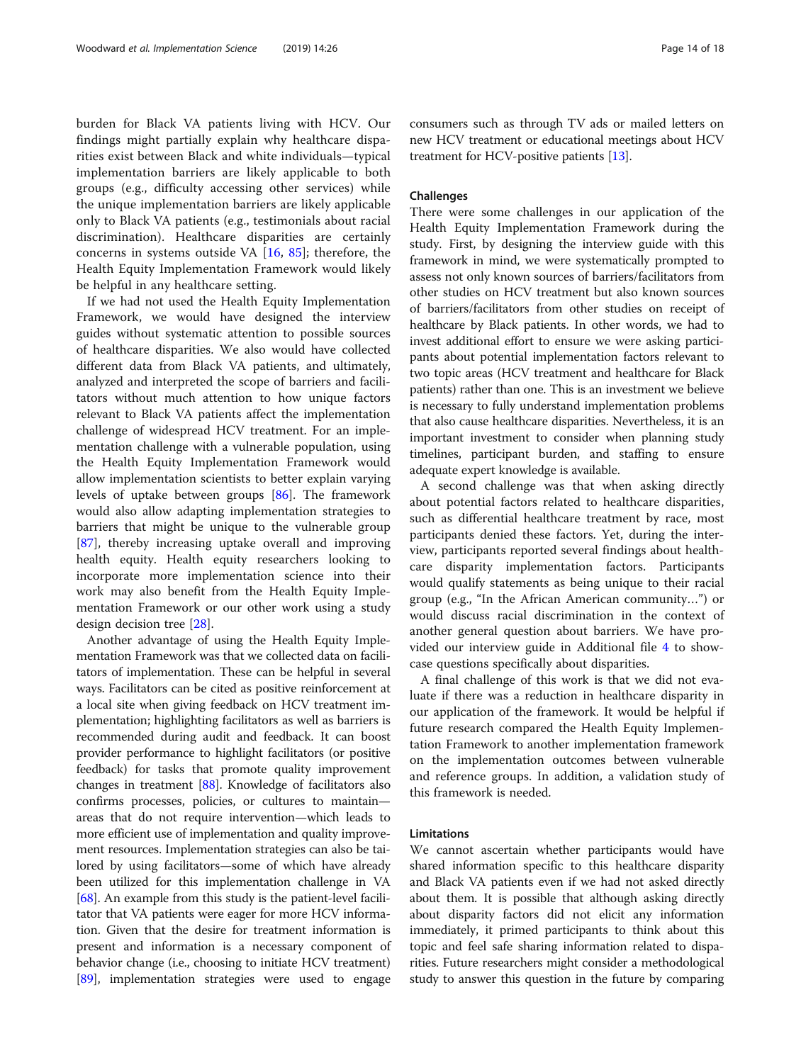burden for Black VA patients living with HCV. Our findings might partially explain why healthcare disparities exist between Black and white individuals—typical implementation barriers are likely applicable to both groups (e.g., difficulty accessing other services) while the unique implementation barriers are likely applicable only to Black VA patients (e.g., testimonials about racial discrimination). Healthcare disparities are certainly concerns in systems outside VA [16, 85]; therefore, the Health Equity Implementation Framework would likely be helpful in any healthcare setting.

If we had not used the Health Equity Implementation Framework, we would have designed the interview guides without systematic attention to possible sources of healthcare disparities. We also would have collected different data from Black VA patients, and ultimately, analyzed and interpreted the scope of barriers and facilitators without much attention to how unique factors relevant to Black VA patients affect the implementation challenge of widespread HCV treatment. For an implementation challenge with a vulnerable population, using the Health Equity Implementation Framework would allow implementation scientists to better explain varying levels of uptake between groups [86]. The framework would also allow adapting implementation strategies to barriers that might be unique to the vulnerable group [87], thereby increasing uptake overall and improving health equity. Health equity researchers looking to incorporate more implementation science into their work may also benefit from the Health Equity Implementation Framework or our other work using a study design decision tree [28].

Another advantage of using the Health Equity Implementation Framework was that we collected data on facilitators of implementation. These can be helpful in several ways. Facilitators can be cited as positive reinforcement at a local site when giving feedback on HCV treatment implementation; highlighting facilitators as well as barriers is recommended during audit and feedback. It can boost provider performance to highlight facilitators (or positive feedback) for tasks that promote quality improvement changes in treatment [88]. Knowledge of facilitators also confirms processes, policies, or cultures to maintain—areas that do not require intervention—which leads to more efficient use of implementation and quality improvement resources. Implementation strategies can also be tailored by using facilitators—some of which have already been utilized for this implementation challenge in VA [68]. An example from this study is the patient-level facilitator that VA patients were eager for more HCV information. Given that the desire for treatment information is present and information is a necessary component of behavior change (i.e., choosing to initiate HCV treatment) [89], implementation strategies were used to engage consumers such as through TV ads or mailed letters on new HCV treatment or educational meetings about HCV treatment for HCV-positive patients [13].

## Challenges

There were some challenges in our application of the Health Equity Implementation Framework during the study. First, by designing the interview guide with this framework in mind, we were systematically prompted to assess not only known sources of barriers/facilitators from other studies on HCV treatment but also known sources of barriers/facilitators from other studies on receipt of healthcare by Black patients. In other words, we had to invest additional effort to ensure we were asking participants about potential implementation factors relevant to two topic areas (HCV treatment and healthcare for Black patients) rather than one. This is an investment we believe is necessary to fully understand implementation problems that also cause healthcare disparities. Nevertheless, it is an important investment to consider when planning study timelines, participant burden, and staffing to ensure adequate expert knowledge is available.

A second challenge was that when asking directly about potential factors related to healthcare disparities, such as differential healthcare treatment by race, most participants denied these factors. Yet, during the interview, participants reported several findings about healthcare disparity implementation factors. Participants would qualify statements as being unique to their racial group (e.g., "In the African American community…") or would discuss racial discrimination in the context of another general question about barriers. We have provided our interview guide in Additional file 4 to showcase questions specifically about disparities.

A final challenge of this work is that we did not evaluate if there was a reduction in healthcare disparity in our application of the framework. It would be helpful if future research compared the Health Equity Implementation Framework to another implementation framework on the implementation outcomes between vulnerable and reference groups. In addition, a validation study of this framework is needed.

## Limitations

We cannot ascertain whether participants would have shared information specific to this healthcare disparity and Black VA patients even if we had not asked directly about them. It is possible that although asking directly about disparity factors did not elicit any information immediately, it primed participants to think about this topic and feel safe sharing information related to disparities. Future researchers might consider a methodological study to answer this question in the future by comparing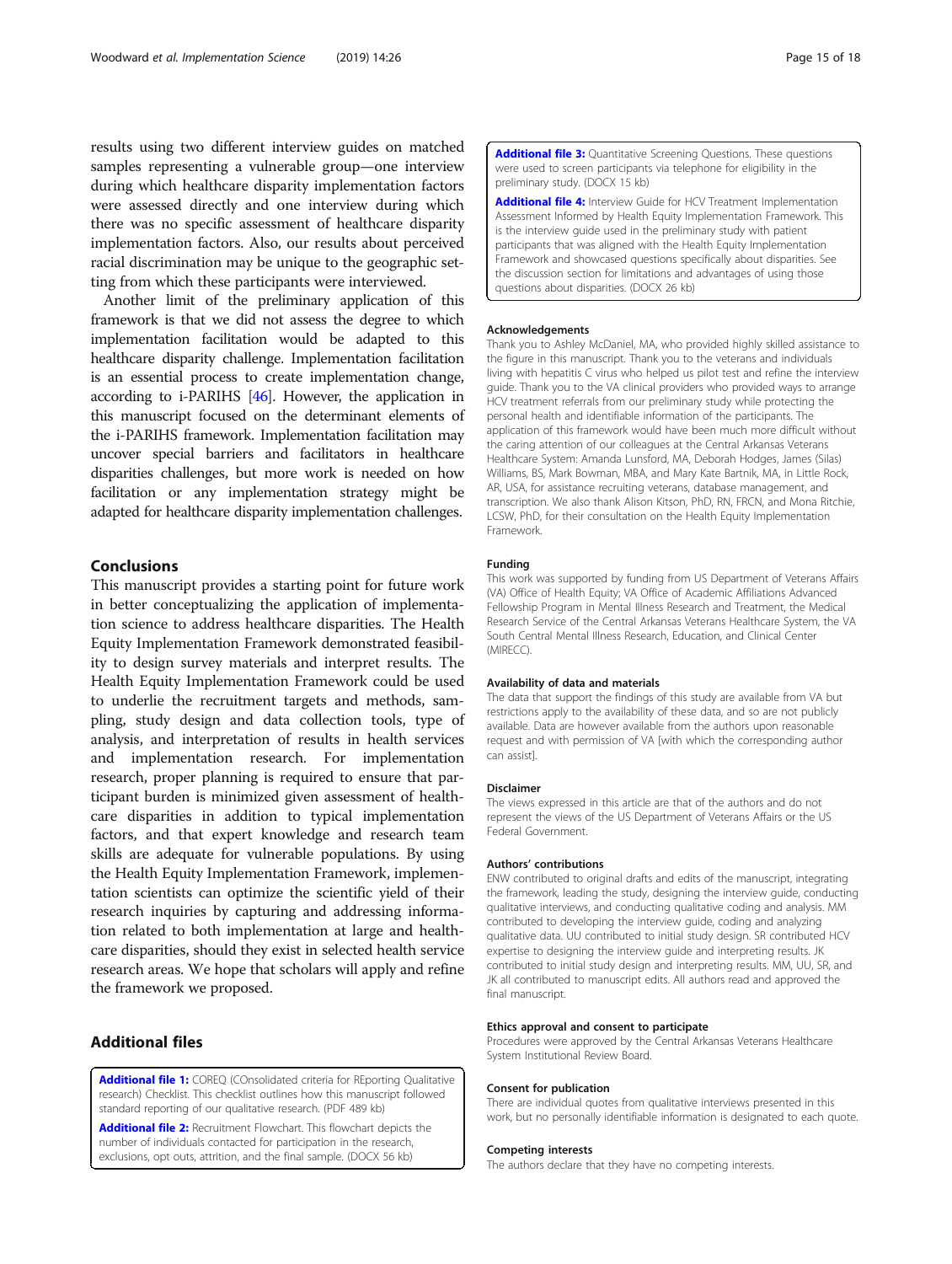results using two different interview guides on matched samples representing a vulnerable group—one interview during which healthcare disparity implementation factors were assessed directly and one interview during which there was no specific assessment of healthcare disparity implementation factors. Also, our results about perceived racial discrimination may be unique to the geographic setting from which these participants were interviewed.

Another limit of the preliminary application of this framework is that we did not assess the degree to which implementation facilitation would be adapted to this healthcare disparity challenge. Implementation facilitation is an essential process to create implementation change, according to i-PARIHS [46]. However, the application in this manuscript focused on the determinant elements of the i-PARIHS framework. Implementation facilitation may uncover special barriers and facilitators in healthcare disparities challenges, but more work is needed on how facilitation or any implementation strategy might be adapted for healthcare disparity implementation challenges.

## Conclusions

This manuscript provides a starting point for future work in better conceptualizing the application of implementation science to address healthcare disparities. The Health Equity Implementation Framework demonstrated feasibility to design survey materials and interpret results. The Health Equity Implementation Framework could be used to underlie the recruitment targets and methods, sampling, study design and data collection tools, type of analysis, and interpretation of results in health services and implementation research. For implementation research, proper planning is required to ensure that participant burden is minimized given assessment of healthcare disparities in addition to typical implementation factors, and that expert knowledge and research team skills are adequate for vulnerable populations. By using the Health Equity Implementation Framework, implementation scientists can optimize the scientific yield of their research inquiries by capturing and addressing information related to both implementation at large and healthcare disparities, should they exist in selected health service research areas. We hope that scholars will apply and refine the framework we proposed.

## Additional files

**Additional file 1:** COREQ (COnsolidated criteria for REporting Qualitative research) Checklist. This checklist outlines how this manuscript followed standard reporting of our qualitative research. (PDF 489 kb)

**Additional file 2:** Recruitment Flowchart. This flowchart depicts the number of individuals contacted for participation in the research, exclusions, opt outs, attrition, and the final sample. (DOCX 56 kb)

**Additional file 3:** Quantitative Screening Questions. These questions were used to screen participants via telephone for eligibility in the preliminary study. (DOCX 15 kb)

**Additional file 4:** Interview Guide for HCV Treatment Implementation Assessment Informed by Health Equity Implementation Framework. This is the interview guide used in the preliminary study with patient participants that was aligned with the Health Equity Implementation Framework and showcased questions specifically about disparities. See the discussion section for limitations and advantages of using those questions about disparities. (DOCX 26 kb)

#### Acknowledgements

Thank you to Ashley McDaniel, MA, who provided highly skilled assistance to the figure in this manuscript. Thank you to the veterans and individuals living with hepatitis C virus who helped us pilot test and refine the interview guide. Thank you to the VA clinical providers who provided ways to arrange HCV treatment referrals from our preliminary study while protecting the personal health and identifiable information of the participants. The application of this framework would have been much more difficult without the caring attention of our colleagues at the Central Arkansas Veterans Healthcare System: Amanda Lunsford, MA, Deborah Hodges, James (Silas) Williams, BS, Mark Bowman, MBA, and Mary Kate Bartnik, MA, in Little Rock, AR, USA, for assistance recruiting veterans, database management, and transcription. We also thank Alison Kitson, PhD, RN, FRCN, and Mona Ritchie, LCSW, PhD, for their consultation on the Health Equity Implementation Framework.

#### Funding

This work was supported by funding from US Department of Veterans Affairs (VA) Office of Health Equity; VA Office of Academic Affiliations Advanced Fellowship Program in Mental Illness Research and Treatment, the Medical Research Service of the Central Arkansas Veterans Healthcare System, the VA South Central Mental Illness Research, Education, and Clinical Center (MIRECC).

#### Availability of data and materials

The data that support the findings of this study are available from VA but restrictions apply to the availability of these data, and so are not publicly available. Data are however available from the authors upon reasonable request and with permission of VA [with which the corresponding author can assist].

#### Disclaimer

The views expressed in this article are that of the authors and do not represent the views of the US Department of Veterans Affairs or the US Federal Government.

#### Authors' contributions

ENW contributed to original drafts and edits of the manuscript, integrating the framework, leading the study, designing the interview guide, conducting qualitative interviews, and conducting qualitative coding and analysis. MM contributed to developing the interview guide, coding and analyzing qualitative data. UU contributed to initial study design. SR contributed HCV expertise to designing the interview guide and interpreting results. JK contributed to initial study design and interpreting results. MM, UU, SR, and JK all contributed to manuscript edits. All authors read and approved the final manuscript.

#### Ethics approval and consent to participate

Procedures were approved by the Central Arkansas Veterans Healthcare System Institutional Review Board.

#### Consent for publication

There are individual quotes from qualitative interviews presented in this work, but no personally identifiable information is designated to each quote.

#### Competing interests

The authors declare that they have no competing interests.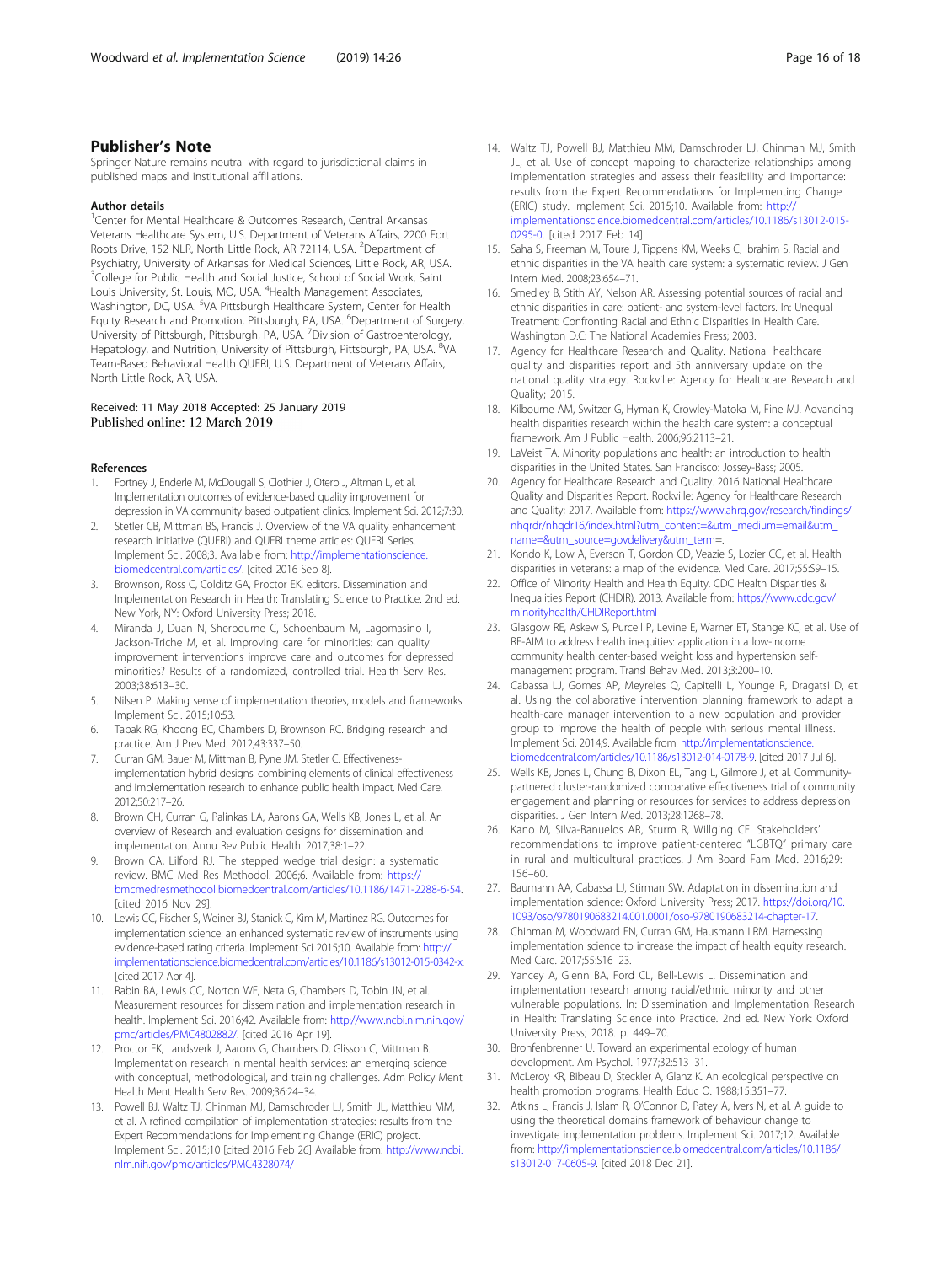## Publisher's Note

Springer Nature remains neutral with regard to jurisdictional claims in published maps and institutional affiliations.

### Author details

[1]Center for Mental Healthcare & Outcomes Research, Central Arkansas Veterans Healthcare System, U.S. Department of Veterans Affairs, 2200 Fort Roots Drive, 152 NLR, North Little Rock, AR 72114, USA. [2]Department of Psychiatry, University of Arkansas for Medical Sciences, Little Rock, AR, USA. [3]College for Public Health and Social Justice, School of Social Work, Saint Louis University, St. Louis, MO, USA. [4]Health Management Associates, Washington, DC, USA. [5]VA Pittsburgh Healthcare System, Center for Health Equity Research and Promotion, Pittsburgh, PA, USA. [6]Department of Surgery, University of Pittsburgh, Pittsburgh, PA, USA. [7]Division of Gastroenterology, Hepatology, and Nutrition, University of Pittsburgh, Pittsburgh, PA, USA. [8]VA Team-Based Behavioral Health QUERI, U.S. Department of Veterans Affairs, North Little Rock, AR, USA.

Received: 11 May 2018 Accepted: 25 January 2019
Published online: 12 March 2019

### References

1. Fortney J, Enderle M, McDougall S, Clothier J, Otero J, Altman L, et al. Implementation outcomes of evidence-based quality improvement for depression in VA community based outpatient clinics. Implement Sci. 2012;7:30.
2. Stetler CB, Mittman BS, Francis J. Overview of the VA quality enhancement research initiative (QUERI) and QUERI theme articles: QUERI Series. Implement Sci. 2008;3. Available from: http://implementationscience.biomedcentral.com/articles/. [cited 2016 Sep 8].
3. Brownson, Ross C, Colditz GA, Proctor EK, editors. Dissemination and Implementation Research in Health: Translating Science to Practice. 2nd ed. New York, NY: Oxford University Press; 2018.
4. Miranda J, Duan N, Sherbourne C, Schoenbaum M, Lagomasino I, Jackson-Triche M, et al. Improving care for minorities: can quality improvement interventions improve care and outcomes for depressed minorities? Results of a randomized, controlled trial. Health Serv Res. 2003;38:613–30.
5. Nilsen P. Making sense of implementation theories, models and frameworks. Implement Sci. 2015;10:53.
6. Tabak RG, Khoong EC, Chambers D, Brownson RC. Bridging research and practice. Am J Prev Med. 2012;43:337–50.
7. Curran GM, Bauer M, Mittman B, Pyne JM, Stetler C. Effectiveness-implementation hybrid designs: combining elements of clinical effectiveness and implementation research to enhance public health impact. Med Care. 2012;50:217–26.
8. Brown CH, Curran G, Palinkas LA, Aarons GA, Wells KB, Jones L, et al. An overview of Research and evaluation designs for dissemination and implementation. Annu Rev Public Health. 2017;38:1–22.
9. Brown CA, Lilford RJ. The stepped wedge trial design: a systematic review. BMC Med Res Methodol. 2006;6. Available from: https://bmcmedresmethodol.biomedcentral.com/articles/10.1186/1471-2288-6-54. [cited 2016 Nov 29].
10. Lewis CC, Fischer S, Weiner BJ, Stanick C, Kim M, Martinez RG. Outcomes for implementation science: an enhanced systematic review of instruments using evidence-based rating criteria. Implement Sci 2015;10. Available from: http://implementationscience.biomedcentral.com/articles/10.1186/s13012-015-0342-x. [cited 2017 Apr 4].
11. Rabin BA, Lewis CC, Norton WE, Neta G, Chambers D, Tobin JN, et al. Measurement resources for dissemination and implementation research in health. Implement Sci. 2016;42. Available from: http://www.ncbi.nlm.nih.gov/pmc/articles/PMC4802882/. [cited 2016 Apr 19].
12. Proctor EK, Landsverk J, Aarons G, Chambers D, Glisson C, Mittman B. Implementation research in mental health services: an emerging science with conceptual, methodological, and training challenges. Adm Policy Ment Health Ment Health Serv Res. 2009;36:24–34.
13. Powell BJ, Waltz TJ, Chinman MJ, Damschroder LJ, Smith JL, Matthieu MM, et al. A refined compilation of implementation strategies: results from the Expert Recommendations for Implementing Change (ERIC) project. Implement Sci. 2015;10 [cited 2016 Feb 26] Available from: http://www.ncbi.nlm.nih.gov/pmc/articles/PMC4328074/
14. Waltz TJ, Powell BJ, Matthieu MM, Damschroder LJ, Chinman MJ, Smith JL, et al. Use of concept mapping to characterize relationships among implementation strategies and assess their feasibility and importance: results from the Expert Recommendations for Implementing Change (ERIC) study. Implement Sci. 2015;10. Available from: http://implementationscience.biomedcentral.com/articles/10.1186/s13012-015-0295-0. [cited 2017 Feb 14].
15. Saha S, Freeman M, Toure J, Tippens KM, Weeks C, Ibrahim S. Racial and ethnic disparities in the VA health care system: a systematic review. J Gen Intern Med. 2008;23:654–71.
16. Smedley B, Stith AY, Nelson AR. Assessing potential sources of racial and ethnic disparities in care: patient- and system-level factors. In: Unequal Treatment: Confronting Racial and Ethnic Disparities in Health Care. Washington D.C: The National Academies Press; 2003.
17. Agency for Healthcare Research and Quality. National healthcare quality and disparities report and 5th anniversary update on the national quality strategy. Rockville: Agency for Healthcare Research and Quality; 2015.
18. Kilbourne AM, Switzer G, Hyman K, Crowley-Matoka M, Fine MJ. Advancing health disparities research within the health care system: a conceptual framework. Am J Public Health. 2006;96:2113–21.
19. LaVeist TA. Minority populations and health: an introduction to health disparities in the United States. San Francisco: Jossey-Bass; 2005.
20. Agency for Healthcare Research and Quality. 2016 National Healthcare Quality and Disparities Report. Rockville: Agency for Healthcare Research and Quality; 2017. Available from: https://www.ahrq.gov/research/findings/nhqrdr/nhqdr16/index.html?utm_content=&utm_medium=email&utm_name=&utm_source=govdelivery&utm_term=.
21. Kondo K, Low A, Everson T, Gordon CD, Veazie S, Lozier CC, et al. Health disparities in veterans: a map of the evidence. Med Care. 2017;55:S9–15.
22. Office of Minority Health and Health Equity. CDC Health Disparities & Inequalities Report (CHDIR). 2013. Available from: https://www.cdc.gov/minorityhealth/CHDIReport.html
23. Glasgow RE, Askew S, Purcell P, Levine E, Warner ET, Stange KC, et al. Use of RE-AIM to address health inequities: application in a low-income community health center-based weight loss and hypertension self-management program. Transl Behav Med. 2013;3:200–10.
24. Cabassa LJ, Gomes AP, Meyreles Q, Capitelli L, Younge R, Dragatsi D, et al. Using the collaborative intervention planning framework to adapt a health-care manager intervention to a new population and provider group to improve the health of people with serious mental illness. Implement Sci. 2014;9. Available from: http://implementationscience.biomedcentral.com/articles/10.1186/s13012-014-0178-9. [cited 2017 Jul 6].
25. Wells KB, Jones L, Chung B, Dixon EL, Tang L, Gilmore J, et al. Community-partnered cluster-randomized comparative effectiveness trial of community engagement and planning or resources for services to address depression disparities. J Gen Intern Med. 2013;28:1268–78.
26. Kano M, Silva-Banuelos AR, Sturm R, Willging CE. Stakeholders' recommendations to improve patient-centered "LGBTQ" primary care in rural and multicultural practices. J Am Board Fam Med. 2016;29:156–60.
27. Baumann AA, Cabassa LJ, Stirman SW. Adaptation in dissemination and implementation science: Oxford University Press; 2017. https://doi.org/10.1093/oso/9780190683214.001.0001/oso-9780190683214-chapter-17.
28. Chinman M, Woodward EN, Curran GM, Hausmann LRM. Harnessing implementation science to increase the impact of health equity research. Med Care. 2017;55:S16–23.
29. Yancey A, Glenn BA, Ford CL, Bell-Lewis L. Dissemination and implementation research among racial/ethnic minority and other vulnerable populations. In: Dissemination and Implementation Research in Health: Translating Science into Practice. 2nd ed. New York: Oxford University Press; 2018. p. 449–70.
30. Bronfenbrenner U. Toward an experimental ecology of human development. Am Psychol. 1977;32:513–31.
31. McLeroy KR, Bibeau D, Steckler A, Glanz K. An ecological perspective on health promotion programs. Health Educ Q. 1988;15:351–77.
32. Atkins L, Francis J, Islam R, O'Connor D, Patey A, Ivers N, et al. A guide to using the theoretical domains framework of behaviour change to investigate implementation problems. Implement Sci. 2017;12. Available from: http://implementationscience.biomedcentral.com/articles/10.1186/s13012-017-0605-9. [cited 2018 Dec 21].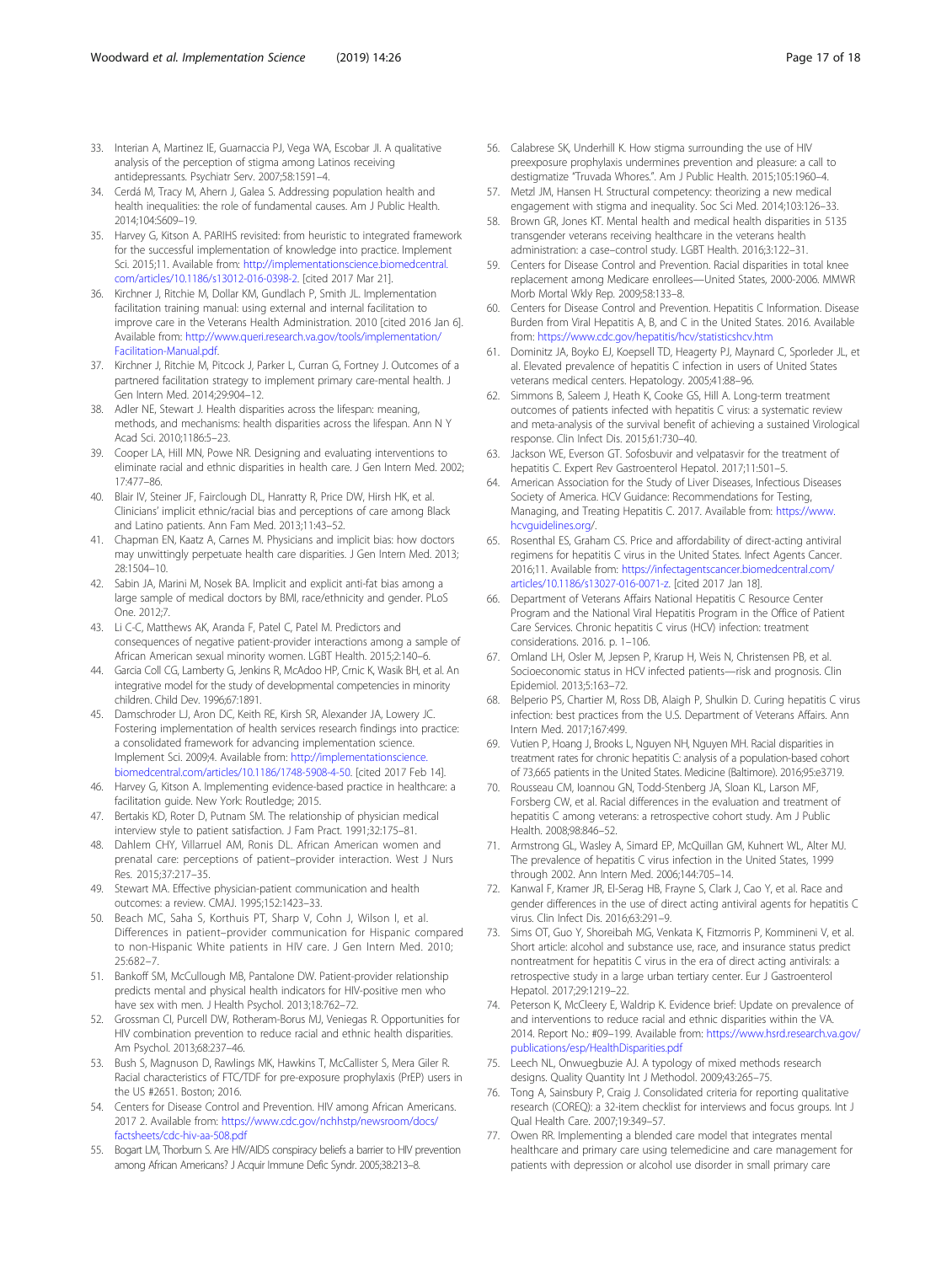33. Interian A, Martinez IE, Guarnaccia PJ, Vega WA, Escobar JI. A qualitative analysis of the perception of stigma among Latinos receiving antidepressants. Psychiatr Serv. 2007;58:1591–4.
34. Cerdá M, Tracy M, Ahern J, Galea S. Addressing population health and health inequalities: the role of fundamental causes. Am J Public Health. 2014;104:S609–19.
35. Harvey G, Kitson A. PARIHS revisited: from heuristic to integrated framework for the successful implementation of knowledge into practice. Implement Sci. 2015;11. Available from: http://implementationscience.biomedcentral.com/articles/10.1186/s13012-016-0398-2. [cited 2017 Mar 21].
36. Kirchner J, Ritchie M, Dollar KM, Gundlach P, Smith JL. Implementation facilitation training manual: using external and internal facilitation to improve care in the Veterans Health Administration. 2010 [cited 2016 Jan 6]. Available from: http://www.queri.research.va.gov/tools/implementation/Facilitation-Manual.pdf.
37. Kirchner J, Ritchie M, Pitcock J, Parker L, Curran G, Fortney J. Outcomes of a partnered facilitation strategy to implement primary care-mental health. J Gen Intern Med. 2014;29:904–12.
38. Adler NE, Stewart J. Health disparities across the lifespan: meaning, methods, and mechanisms: health disparities across the lifespan. Ann N Y Acad Sci. 2010;1186:5–23.
39. Cooper LA, Hill MN, Powe NR. Designing and evaluating interventions to eliminate racial and ethnic disparities in health care. J Gen Intern Med. 2002;17:477–86.
40. Blair IV, Steiner JF, Fairclough DL, Hanratty R, Price DW, Hirsh HK, et al. Clinicians' implicit ethnic/racial bias and perceptions of care among Black and Latino patients. Ann Fam Med. 2013;11:43–52.
41. Chapman EN, Kaatz A, Carnes M. Physicians and implicit bias: how doctors may unwittingly perpetuate health care disparities. J Gen Intern Med. 2013;28:1504–10.
42. Sabin JA, Marini M, Nosek BA. Implicit and explicit anti-fat bias among a large sample of medical doctors by BMI, race/ethnicity and gender. PLoS One. 2012;7.
43. Li C-C, Matthews AK, Aranda F, Patel C, Patel M. Predictors and consequences of negative patient-provider interactions among a sample of African American sexual minority women. LGBT Health. 2015;2:140–6.
44. Garcia Coll CG, Lamberty G, Jenkins R, McAdoo HP, Crnic K, Wasik BH, et al. An integrative model for the study of developmental competencies in minority children. Child Dev. 1996;67:1891.
45. Damschroder LJ, Aron DC, Keith RE, Kirsh SR, Alexander JA, Lowery JC. Fostering implementation of health services research findings into practice: a consolidated framework for advancing implementation science. Implement Sci. 2009;4. Available from: http://implementationscience.biomedcentral.com/articles/10.1186/1748-5908-4-50. [cited 2017 Feb 14].
46. Harvey G, Kitson A. Implementing evidence-based practice in healthcare: a facilitation guide. New York: Routledge; 2015.
47. Bertakis KD, Roter D, Putnam SM. The relationship of physician medical interview style to patient satisfaction. J Fam Pract. 1991;32:175–81.
48. Dahlem CHY, Villarruel AM, Ronis DL. African American women and prenatal care: perceptions of patient–provider interaction. West J Nurs Res. 2015;37:217–35.
49. Stewart MA. Effective physician-patient communication and health outcomes: a review. CMAJ. 1995;152:1423–33.
50. Beach MC, Saha S, Korthuis PT, Sharp V, Cohn J, Wilson I, et al. Differences in patient–provider communication for Hispanic compared to non-Hispanic White patients in HIV care. J Gen Intern Med. 2010;25:682–7.
51. Bankoff SM, McCullough MB, Pantalone DW. Patient-provider relationship predicts mental and physical health indicators for HIV-positive men who have sex with men. J Health Psychol. 2013;18:762–72.
52. Grossman CI, Purcell DW, Rotheram-Borus MJ, Veniegas R. Opportunities for HIV combination prevention to reduce racial and ethnic health disparities. Am Psychol. 2013;68:237–46.
53. Bush S, Magnuson D, Rawlings MK, Hawkins T, McCallister S, Mera Giler R. Racial characteristics of FTC/TDF for pre-exposure prophylaxis (PrEP) users in the US #2651. Boston; 2016.
54. Centers for Disease Control and Prevention. HIV among African Americans. 2017 2. Available from: https://www.cdc.gov/nchhstp/newsroom/docs/factsheets/cdc-hiv-aa-508.pdf
55. Bogart LM, Thorburn S. Are HIV/AIDS conspiracy beliefs a barrier to HIV prevention among African Americans? J Acquir Immune Defic Syndr. 2005;38:213–8.
56. Calabrese SK, Underhill K. How stigma surrounding the use of HIV preexposure prophylaxis undermines prevention and pleasure: a call to destigmatize "Truvada Whores.". Am J Public Health. 2015;105:1960–4.
57. Metzl JM, Hansen H. Structural competency: theorizing a new medical engagement with stigma and inequality. Soc Sci Med. 2014;103:126–33.
58. Brown GR, Jones KT. Mental health and medical health disparities in 5135 transgender veterans receiving healthcare in the veterans health administration: a case–control study. LGBT Health. 2016;3:122–31.
59. Centers for Disease Control and Prevention. Racial disparities in total knee replacement among Medicare enrollees—United States, 2000-2006. MMWR Morb Mortal Wkly Rep. 2009;58:133–8.
60. Centers for Disease Control and Prevention. Hepatitis C Information. Disease Burden from Viral Hepatitis A, B, and C in the United States. 2016. Available from: https://www.cdc.gov/hepatitis/hcv/statisticshcv.htm
61. Dominitz JA, Boyko EJ, Koepsell TD, Heagerty PJ, Maynard C, Sporleder JL, et al. Elevated prevalence of hepatitis C infection in users of United States veterans medical centers. Hepatology. 2005;41:88–96.
62. Simmons B, Saleem J, Heath K, Cooke GS, Hill A. Long-term treatment outcomes of patients infected with hepatitis C virus: a systematic review and meta-analysis of the survival benefit of achieving a sustained Virological response. Clin Infect Dis. 2015;61:730–40.
63. Jackson WE, Everson GT. Sofosbuvir and velpatasvir for the treatment of hepatitis C. Expert Rev Gastroenterol Hepatol. 2017;11:501–5.
64. American Association for the Study of Liver Diseases, Infectious Diseases Society of America. HCV Guidance: Recommendations for Testing, Managing, and Treating Hepatitis C. 2017. Available from: https://www.hcvguidelines.org/.
65. Rosenthal ES, Graham CS. Price and affordability of direct-acting antiviral regimens for hepatitis C virus in the United States. Infect Agents Cancer. 2016;11. Available from: https://infectagentscancer.biomedcentral.com/articles/10.1186/s13027-016-0071-z. [cited 2017 Jan 18].
66. Department of Veterans Affairs National Hepatitis C Resource Center Program and the National Viral Hepatitis Program in the Office of Patient Care Services. Chronic hepatitis C virus (HCV) infection: treatment considerations. 2016. p. 1–106.
67. Omland LH, Osler M, Jepsen P, Krarup H, Weis N, Christensen PB, et al. Socioeconomic status in HCV infected patients—risk and prognosis. Clin Epidemiol. 2013;5:163–72.
68. Belperio PS, Chartier M, Ross DB, Alaigh P, Shulkin D. Curing hepatitis C virus infection: best practices from the U.S. Department of Veterans Affairs. Ann Intern Med. 2017;167:499.
69. Vutien P, Hoang J, Brooks L, Nguyen NH, Nguyen MH. Racial disparities in treatment rates for chronic hepatitis C: analysis of a population-based cohort of 73,665 patients in the United States. Medicine (Baltimore). 2016;95:e3719.
70. Rousseau CM, Ioannou GN, Todd-Stenberg JA, Sloan KL, Larson MF, Forsberg CW, et al. Racial differences in the evaluation and treatment of hepatitis C among veterans: a retrospective cohort study. Am J Public Health. 2008;98:846–52.
71. Armstrong GL, Wasley A, Simard EP, McQuillan GM, Kuhnert WL, Alter MJ. The prevalence of hepatitis C virus infection in the United States, 1999 through 2002. Ann Intern Med. 2006;144:705–14.
72. Kanwal F, Kramer JR, El-Serag HB, Frayne S, Clark J, Cao Y, et al. Race and gender differences in the use of direct acting antiviral agents for hepatitis C virus. Clin Infect Dis. 2016;63:291–9.
73. Sims OT, Guo Y, Shoreibah MG, Venkata K, Fitzmorris P, Kommineni V, et al. Short article: alcohol and substance use, race, and insurance status predict nontreatment for hepatitis C virus in the era of direct acting antivirals: a retrospective study in a large urban tertiary center. Eur J Gastroenterol Hepatol. 2017;29:1219–22.
74. Peterson K, McCleery E, Waldrip K. Evidence brief: Update on prevalence of and interventions to reduce racial and ethnic disparities within the VA. 2014. Report No.: #09–199. Available from: https://www.hsrd.research.va.gov/publications/esp/HealthDisparities.pdf
75. Leech NL, Onwuegbuzie AJ. A typology of mixed methods research designs. Quality Quantity Int J Methodol. 2009;43:265–75.
76. Tong A, Sainsbury P, Craig J. Consolidated criteria for reporting qualitative research (COREQ): a 32-item checklist for interviews and focus groups. Int J Qual Health Care. 2007;19:349–57.
77. Owen RR. Implementing a blended care model that integrates mental healthcare and primary care using telemedicine and care management for patients with depression or alcohol use disorder in small primary care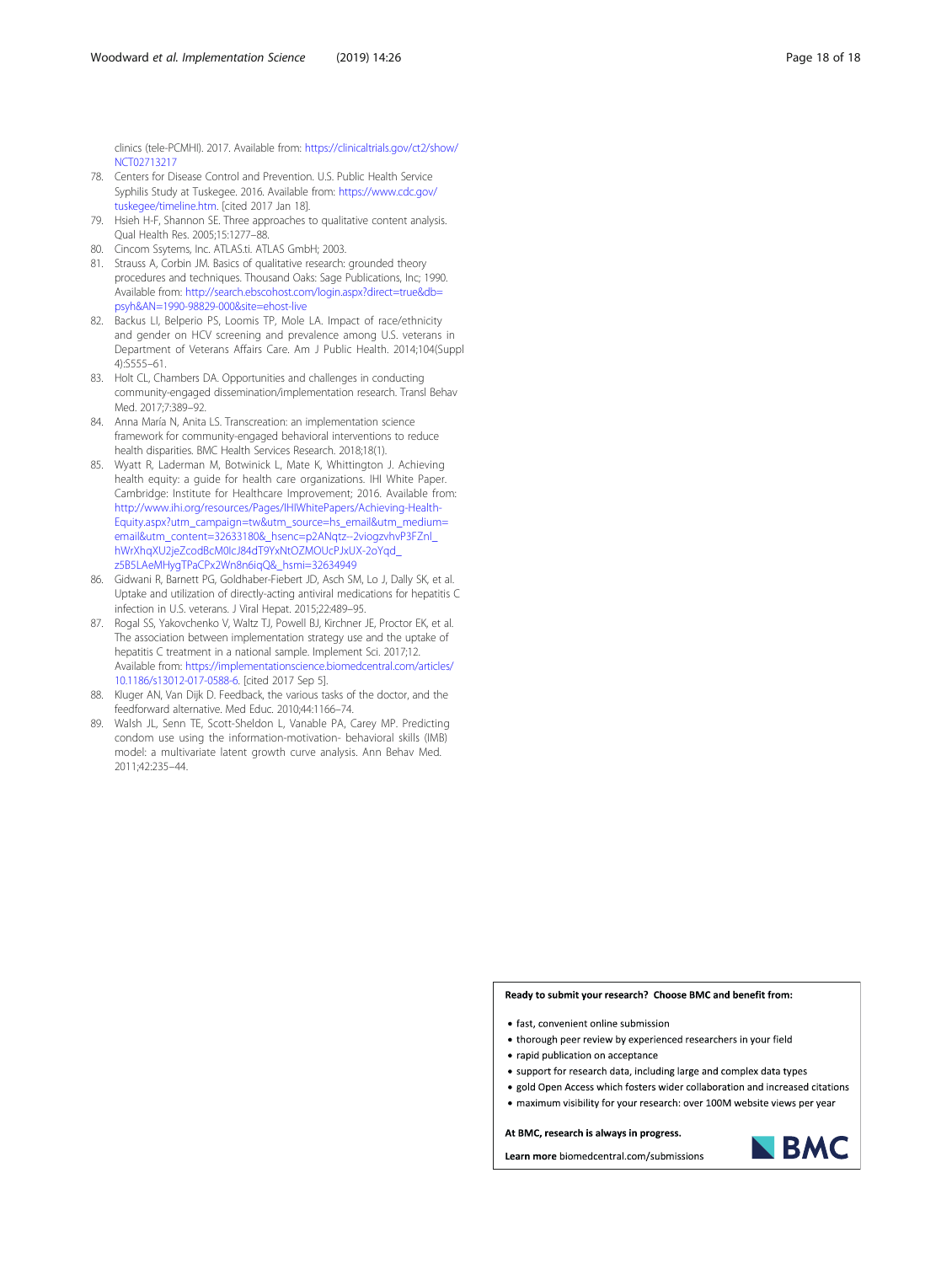clinics (tele-PCMHI). 2017. Available from: https://clinicaltrials.gov/ct2/show/NCT02713217

78. Centers for Disease Control and Prevention. U.S. Public Health Service Syphilis Study at Tuskegee. 2016. Available from: https://www.cdc.gov/tuskegee/timeline.htm. [cited 2017 Jan 18].
79. Hsieh H-F, Shannon SE. Three approaches to qualitative content analysis. Qual Health Res. 2005;15:1277–88.
80. Cincom Ssytems, Inc. ATLAS.ti. ATLAS GmbH; 2003.
81. Strauss A, Corbin JM. Basics of qualitative research: grounded theory procedures and techniques. Thousand Oaks: Sage Publications, Inc; 1990. Available from: http://search.ebscohost.com/login.aspx?direct=true&db=psyh&AN=1990-98829-000&site=ehost-live
82. Backus LI, Belperio PS, Loomis TP, Mole LA. Impact of race/ethnicity and gender on HCV screening and prevalence among U.S. veterans in Department of Veterans Affairs Care. Am J Public Health. 2014;104(Suppl 4):S555–61.
83. Holt CL, Chambers DA. Opportunities and challenges in conducting community-engaged dissemination/implementation research. Transl Behav Med. 2017;7:389–92.
84. Anna María N, Anita LS. Transcreation: an implementation science framework for community-engaged behavioral interventions to reduce health disparities. BMC Health Services Research. 2018;18(1).
85. Wyatt R, Laderman M, Botwinick L, Mate K, Whittington J. Achieving health equity: a guide for health care organizations. IHI White Paper. Cambridge: Institute for Healthcare Improvement; 2016. Available from: http://www.ihi.org/resources/Pages/IHIWhitePapers/Achieving-Health-Equity.aspx?utm_campaign=tw&utm_source=hs_email&utm_medium=email&utm_content=32633180&_hsenc=p2ANqtz--2viogzvhvP3FZnl_hWrXhqXU2jeZcodBcM0IcJ84dT9YxNtOZMOUcPJxUX-2oYqd_z5B5LAeMHygTPaCPx2Wn8n6iqQ&_hsmi=32634949
86. Gidwani R, Barnett PG, Goldhaber-Fiebert JD, Asch SM, Lo J, Dally SK, et al. Uptake and utilization of directly-acting antiviral medications for hepatitis C infection in U.S. veterans. J Viral Hepat. 2015;22:489–95.
87. Rogal SS, Yakovchenko V, Waltz TJ, Powell BJ, Kirchner JE, Proctor EK, et al. The association between implementation strategy use and the uptake of hepatitis C treatment in a national sample. Implement Sci. 2017;12. Available from: https://implementationscience.biomedcentral.com/articles/10.1186/s13012-017-0588-6. [cited 2017 Sep 5].
88. Kluger AN, Van Dijk D. Feedback, the various tasks of the doctor, and the feedforward alternative. Med Educ. 2010;44:1166–74.
89. Walsh JL, Senn TE, Scott-Sheldon L, Vanable PA, Carey MP. Predicting condom use using the information-motivation- behavioral skills (IMB) model: a multivariate latent growth curve analysis. Ann Behav Med. 2011;42:235–44.

**Ready to submit your research? Choose BMC and benefit from:**

- fast, convenient online submission
- thorough peer review by experienced researchers in your field
- rapid publication on acceptance
- support for research data, including large and complex data types
- gold Open Access which fosters wider collaboration and increased citations
- maximum visibility for your research: over 100M website views per year

**At BMC, research is always in progress.**

**Learn more** biomedcentral.com/submissions

BMC